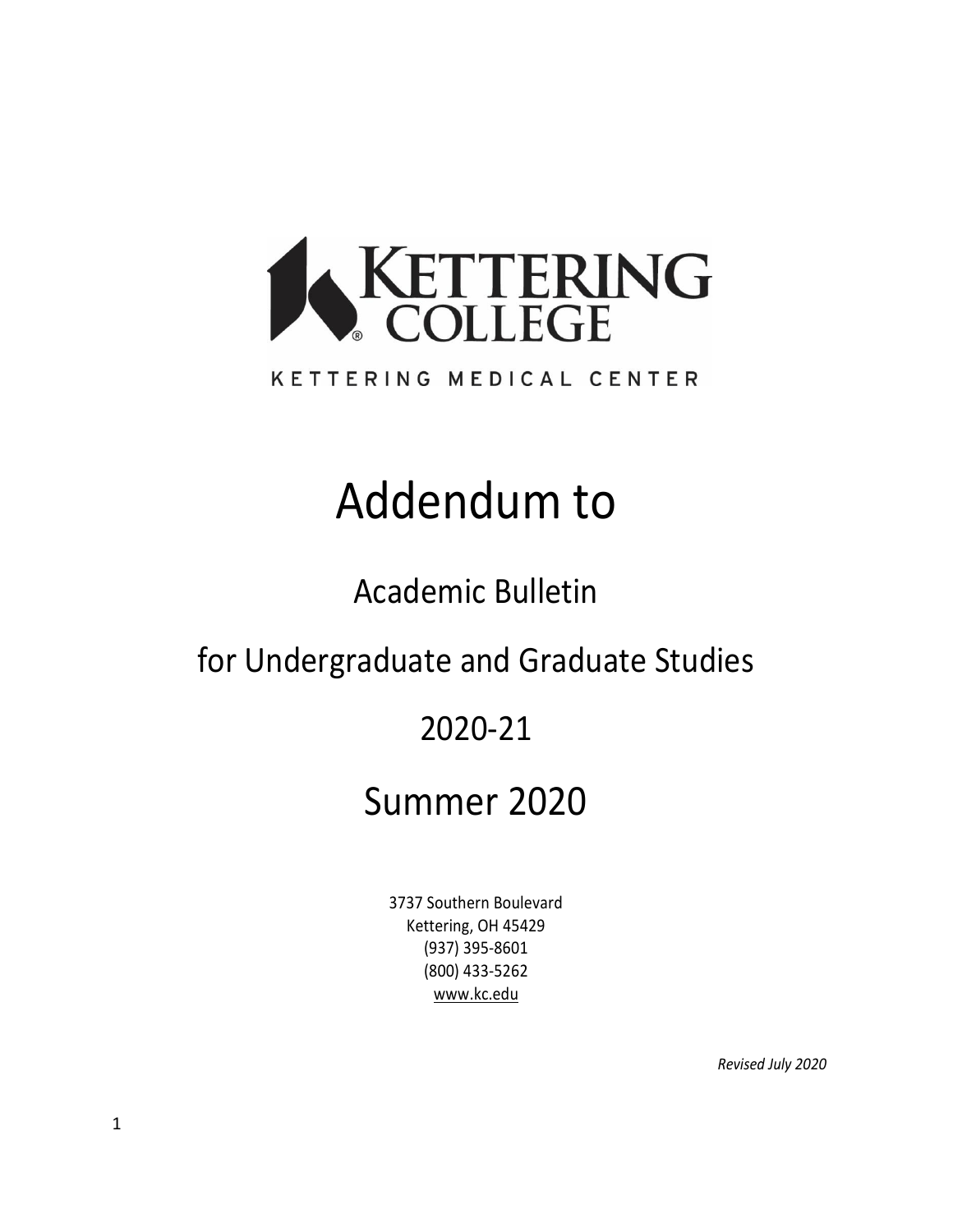KETTERING COLLEGE

KETTERING MEDICAL CENTER

# Addendum to

## Academic Bulletin

## for Undergraduate and Graduate Studies

## 2020-21

## Summer 2020

3737 Southern Boulevard
Kettering, OH 45429
(937) 395-8601
(800) 433-5262
www.kc.edu

*Revised July 2020*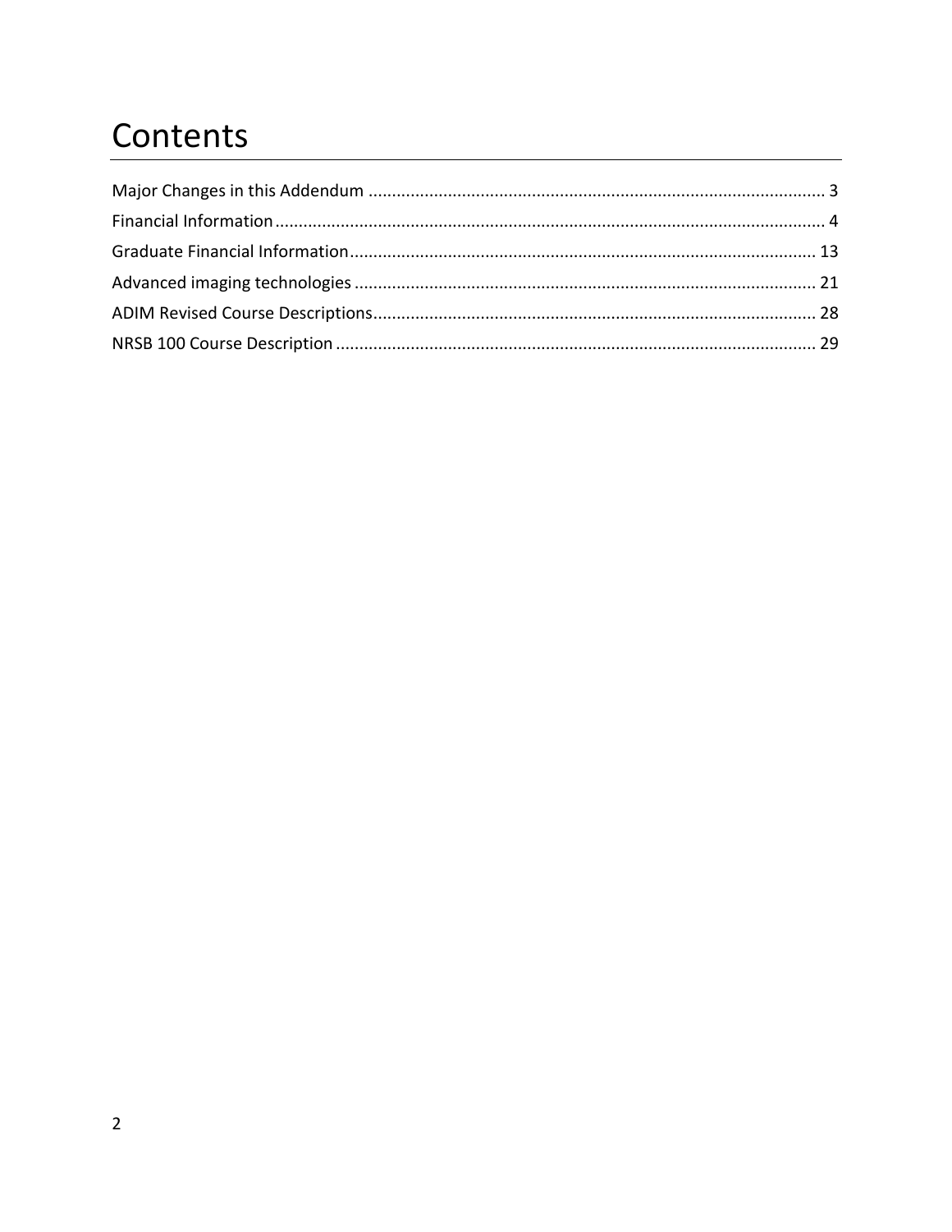# Contents

Major Changes in this Addendum ........................................................................................ 3
Financial Information ........................................................................................................ 4
Graduate Financial Information ........................................................................................ 13
Advanced imaging technologies ........................................................................................ 21
ADIM Revised Course Descriptions .................................................................................... 28
NRSB 100 Course Description ............................................................................................ 29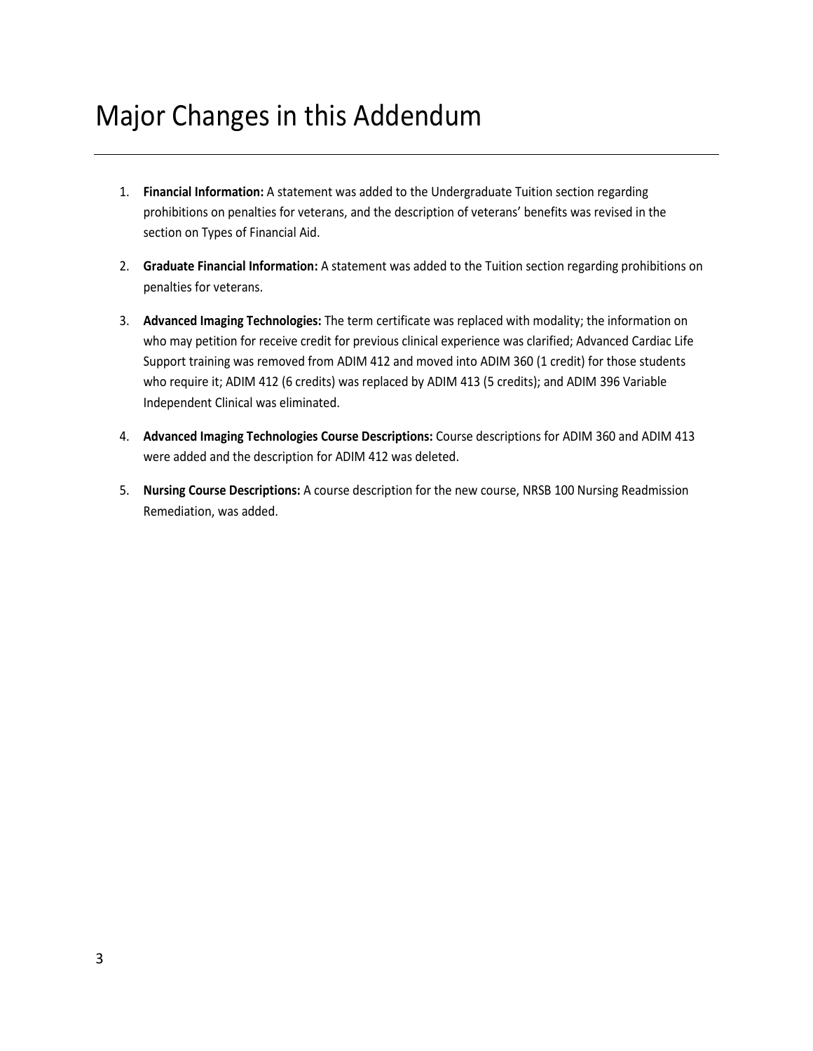# Major Changes in this Addendum

1. **Financial Information:** A statement was added to the Undergraduate Tuition section regarding prohibitions on penalties for veterans, and the description of veterans' benefits was revised in the section on Types of Financial Aid.
2. **Graduate Financial Information:** A statement was added to the Tuition section regarding prohibitions on penalties for veterans.
3. **Advanced Imaging Technologies:** The term certificate was replaced with modality; the information on who may petition for receive credit for previous clinical experience was clarified; Advanced Cardiac Life Support training was removed from ADIM 412 and moved into ADIM 360 (1 credit) for those students who require it; ADIM 412 (6 credits) was replaced by ADIM 413 (5 credits); and ADIM 396 Variable Independent Clinical was eliminated.
4. **Advanced Imaging Technologies Course Descriptions:** Course descriptions for ADIM 360 and ADIM 413 were added and the description for ADIM 412 was deleted.
5. **Nursing Course Descriptions:** A course description for the new course, NRSB 100 Nursing Readmission Remediation, was added.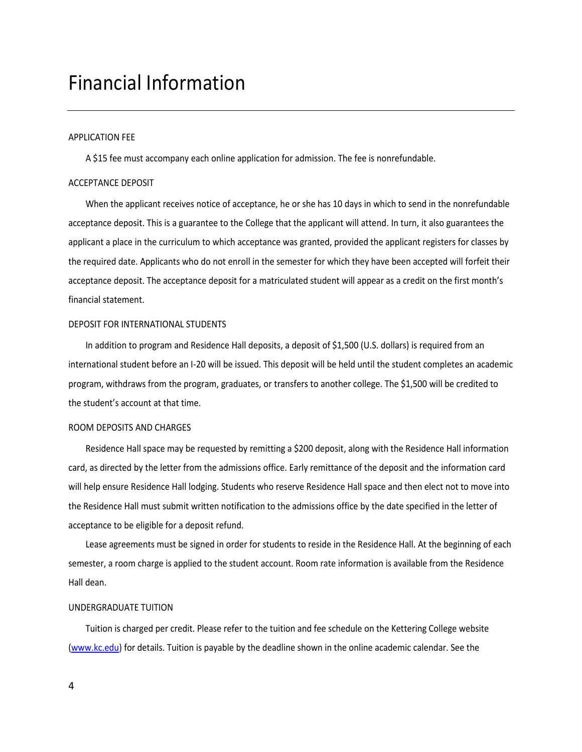# Financial Information

## APPLICATION FEE

A $15 fee must accompany each online application for admission. The fee is nonrefundable.

## ACCEPTANCE DEPOSIT

When the applicant receives notice of acceptance, he or she has 10 days in which to send in the nonrefundable acceptance deposit. This is a guarantee to the College that the applicant will attend. In turn, it also guarantees the applicant a place in the curriculum to which acceptance was granted, provided the applicant registers for classes by the required date. Applicants who do not enroll in the semester for which they have been accepted will forfeit their acceptance deposit. The acceptance deposit for a matriculated student will appear as a credit on the first month's financial statement.

## DEPOSIT FOR INTERNATIONAL STUDENTS

In addition to program and Residence Hall deposits, a deposit of $1,500 (U.S. dollars) is required from an international student before an I-20 will be issued. This deposit will be held until the student completes an academic program, withdraws from the program, graduates, or transfers to another college. The $1,500 will be credited to the student's account at that time.

## ROOM DEPOSITS AND CHARGES

Residence Hall space may be requested by remitting a $200 deposit, along with the Residence Hall information card, as directed by the letter from the admissions office. Early remittance of the deposit and the information card will help ensure Residence Hall lodging. Students who reserve Residence Hall space and then elect not to move into the Residence Hall must submit written notification to the admissions office by the date specified in the letter of acceptance to be eligible for a deposit refund.

Lease agreements must be signed in order for students to reside in the Residence Hall. At the beginning of each semester, a room charge is applied to the student account. Room rate information is available from the Residence Hall dean.

## UNDERGRADUATE TUITION

Tuition is charged per credit. Please refer to the tuition and fee schedule on the Kettering College website ([www.kc.edu](www.kc.edu)) for details. Tuition is payable by the deadline shown in the online academic calendar. See the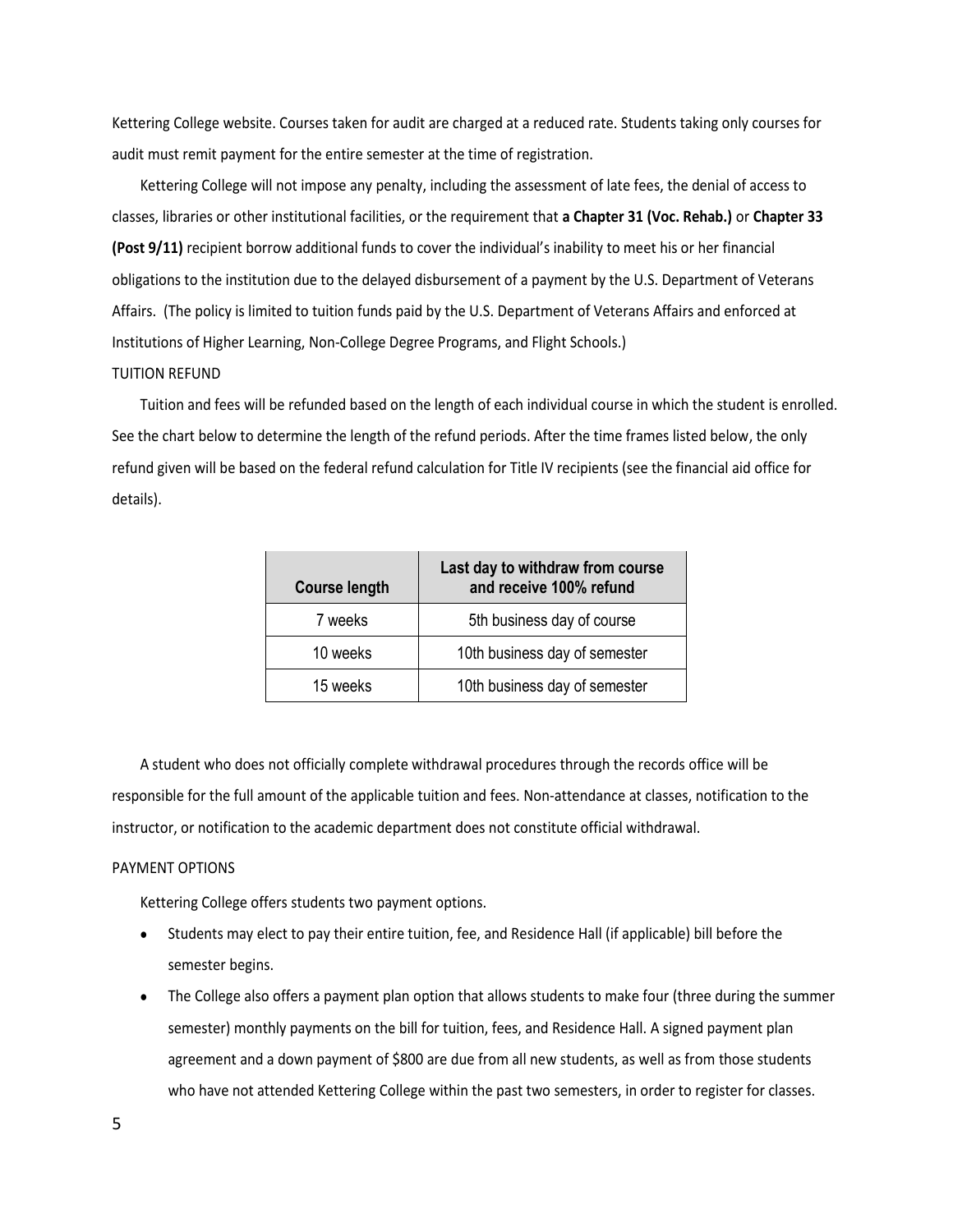Kettering College website. Courses taken for audit are charged at a reduced rate. Students taking only courses for audit must remit payment for the entire semester at the time of registration.

Kettering College will not impose any penalty, including the assessment of late fees, the denial of access to classes, libraries or other institutional facilities, or the requirement that **a Chapter 31 (Voc. Rehab.)** or **Chapter 33 (Post 9/11)** recipient borrow additional funds to cover the individual's inability to meet his or her financial obligations to the institution due to the delayed disbursement of a payment by the U.S. Department of Veterans Affairs. (The policy is limited to tuition funds paid by the U.S. Department of Veterans Affairs and enforced at Institutions of Higher Learning, Non-College Degree Programs, and Flight Schools.)

TUITION REFUND

Tuition and fees will be refunded based on the length of each individual course in which the student is enrolled. See the chart below to determine the length of the refund periods. After the time frames listed below, the only refund given will be based on the federal refund calculation for Title IV recipients (see the financial aid office for details).

| Course length | Last day to withdraw from course and receive 100% refund |
| --- | --- |
| 7 weeks | 5th business day of course |
| 10 weeks | 10th business day of semester |
| 15 weeks | 10th business day of semester |

A student who does not officially complete withdrawal procedures through the records office will be responsible for the full amount of the applicable tuition and fees. Non-attendance at classes, notification to the instructor, or notification to the academic department does not constitute official withdrawal.

PAYMENT OPTIONS

Kettering College offers students two payment options.

- Students may elect to pay their entire tuition, fee, and Residence Hall (if applicable) bill before the semester begins.
- The College also offers a payment plan option that allows students to make four (three during the summer semester) monthly payments on the bill for tuition, fees, and Residence Hall. A signed payment plan agreement and a down payment of $800 are due from all new students, as well as from those students who have not attended Kettering College within the past two semesters, in order to register for classes.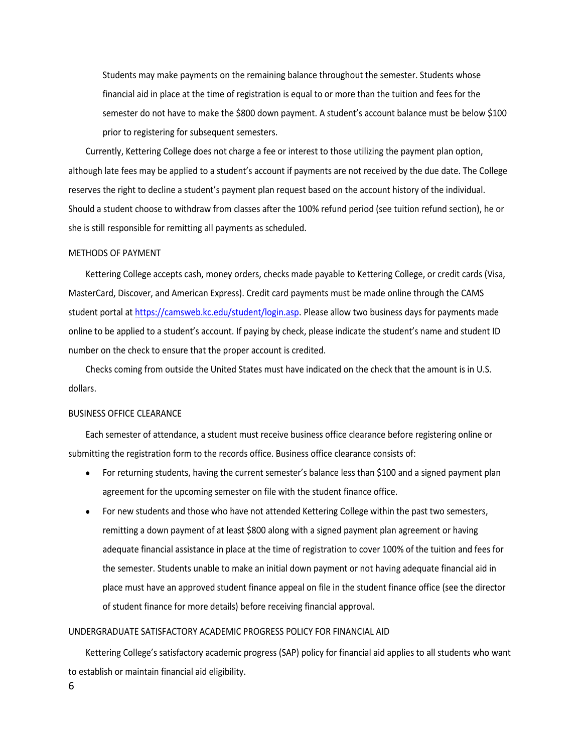Students may make payments on the remaining balance throughout the semester. Students whose financial aid in place at the time of registration is equal to or more than the tuition and fees for the semester do not have to make the $800 down payment. A student's account balance must be below $100 prior to registering for subsequent semesters.

Currently, Kettering College does not charge a fee or interest to those utilizing the payment plan option, although late fees may be applied to a student's account if payments are not received by the due date. The College reserves the right to decline a student's payment plan request based on the account history of the individual. Should a student choose to withdraw from classes after the 100% refund period (see tuition refund section), he or she is still responsible for remitting all payments as scheduled.

## METHODS OF PAYMENT

Kettering College accepts cash, money orders, checks made payable to Kettering College, or credit cards (Visa, MasterCard, Discover, and American Express). Credit card payments must be made online through the CAMS student portal at [https://camsweb.kc.edu/student/login.asp](https://camsweb.kc.edu/student/login.asp). Please allow two business days for payments made online to be applied to a student's account. If paying by check, please indicate the student's name and student ID number on the check to ensure that the proper account is credited.

Checks coming from outside the United States must have indicated on the check that the amount is in U.S. dollars.

## BUSINESS OFFICE CLEARANCE

Each semester of attendance, a student must receive business office clearance before registering online or submitting the registration form to the records office. Business office clearance consists of:

- For returning students, having the current semester's balance less than $100 and a signed payment plan agreement for the upcoming semester on file with the student finance office.
- For new students and those who have not attended Kettering College within the past two semesters, remitting a down payment of at least $800 along with a signed payment plan agreement or having adequate financial assistance in place at the time of registration to cover 100% of the tuition and fees for the semester. Students unable to make an initial down payment or not having adequate financial aid in place must have an approved student finance appeal on file in the student finance office (see the director of student finance for more details) before receiving financial approval.

## UNDERGRADUATE SATISFACTORY ACADEMIC PROGRESS POLICY FOR FINANCIAL AID

Kettering College's satisfactory academic progress (SAP) policy for financial aid applies to all students who want to establish or maintain financial aid eligibility.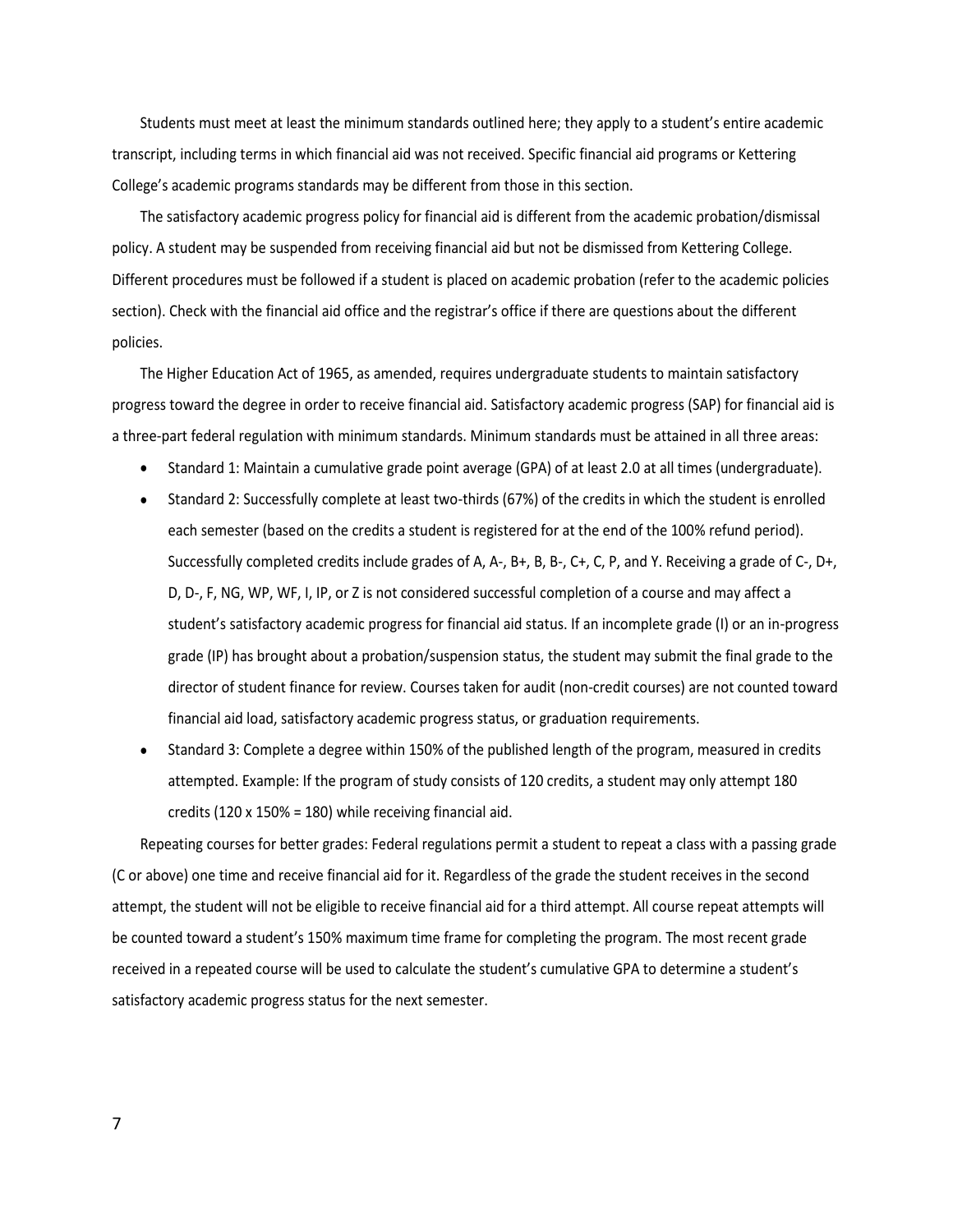Students must meet at least the minimum standards outlined here; they apply to a student's entire academic transcript, including terms in which financial aid was not received. Specific financial aid programs or Kettering College's academic programs standards may be different from those in this section.

The satisfactory academic progress policy for financial aid is different from the academic probation/dismissal policy. A student may be suspended from receiving financial aid but not be dismissed from Kettering College. Different procedures must be followed if a student is placed on academic probation (refer to the academic policies section). Check with the financial aid office and the registrar's office if there are questions about the different policies.

The Higher Education Act of 1965, as amended, requires undergraduate students to maintain satisfactory progress toward the degree in order to receive financial aid. Satisfactory academic progress (SAP) for financial aid is a three-part federal regulation with minimum standards. Minimum standards must be attained in all three areas:

- Standard 1: Maintain a cumulative grade point average (GPA) of at least 2.0 at all times (undergraduate).
- Standard 2: Successfully complete at least two-thirds (67%) of the credits in which the student is enrolled each semester (based on the credits a student is registered for at the end of the 100% refund period). Successfully completed credits include grades of A, A-, B+, B, B-, C+, C, P, and Y. Receiving a grade of C-, D+, D, D-, F, NG, WP, WF, I, IP, or Z is not considered successful completion of a course and may affect a student's satisfactory academic progress for financial aid status. If an incomplete grade (I) or an in-progress grade (IP) has brought about a probation/suspension status, the student may submit the final grade to the director of student finance for review. Courses taken for audit (non-credit courses) are not counted toward financial aid load, satisfactory academic progress status, or graduation requirements.
- Standard 3: Complete a degree within 150% of the published length of the program, measured in credits attempted. Example: If the program of study consists of 120 credits, a student may only attempt 180 credits (120 x 150% = 180) while receiving financial aid.

Repeating courses for better grades: Federal regulations permit a student to repeat a class with a passing grade (C or above) one time and receive financial aid for it. Regardless of the grade the student receives in the second attempt, the student will not be eligible to receive financial aid for a third attempt. All course repeat attempts will be counted toward a student's 150% maximum time frame for completing the program. The most recent grade received in a repeated course will be used to calculate the student's cumulative GPA to determine a student's satisfactory academic progress status for the next semester.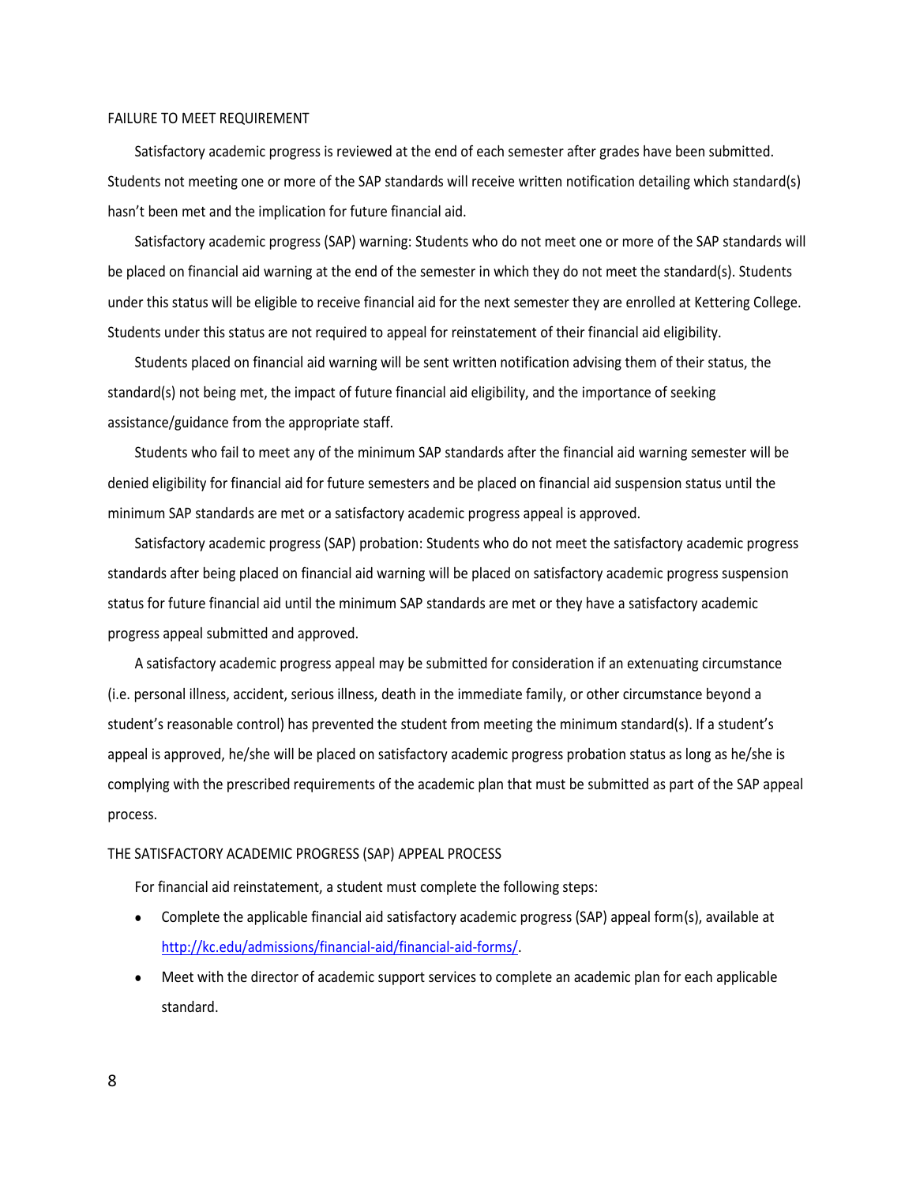## FAILURE TO MEET REQUIREMENT

Satisfactory academic progress is reviewed at the end of each semester after grades have been submitted. Students not meeting one or more of the SAP standards will receive written notification detailing which standard(s) hasn't been met and the implication for future financial aid.

Satisfactory academic progress (SAP) warning: Students who do not meet one or more of the SAP standards will be placed on financial aid warning at the end of the semester in which they do not meet the standard(s). Students under this status will be eligible to receive financial aid for the next semester they are enrolled at Kettering College. Students under this status are not required to appeal for reinstatement of their financial aid eligibility.

Students placed on financial aid warning will be sent written notification advising them of their status, the standard(s) not being met, the impact of future financial aid eligibility, and the importance of seeking assistance/guidance from the appropriate staff.

Students who fail to meet any of the minimum SAP standards after the financial aid warning semester will be denied eligibility for financial aid for future semesters and be placed on financial aid suspension status until the minimum SAP standards are met or a satisfactory academic progress appeal is approved.

Satisfactory academic progress (SAP) probation: Students who do not meet the satisfactory academic progress standards after being placed on financial aid warning will be placed on satisfactory academic progress suspension status for future financial aid until the minimum SAP standards are met or they have a satisfactory academic progress appeal submitted and approved.

A satisfactory academic progress appeal may be submitted for consideration if an extenuating circumstance (i.e. personal illness, accident, serious illness, death in the immediate family, or other circumstance beyond a student's reasonable control) has prevented the student from meeting the minimum standard(s). If a student's appeal is approved, he/she will be placed on satisfactory academic progress probation status as long as he/she is complying with the prescribed requirements of the academic plan that must be submitted as part of the SAP appeal process.

## THE SATISFACTORY ACADEMIC PROGRESS (SAP) APPEAL PROCESS

For financial aid reinstatement, a student must complete the following steps:

- Complete the applicable financial aid satisfactory academic progress (SAP) appeal form(s), available at [http://kc.edu/admissions/financial-aid/financial-aid-forms/](http://kc.edu/admissions/financial-aid/financial-aid-forms/).
- Meet with the director of academic support services to complete an academic plan for each applicable standard.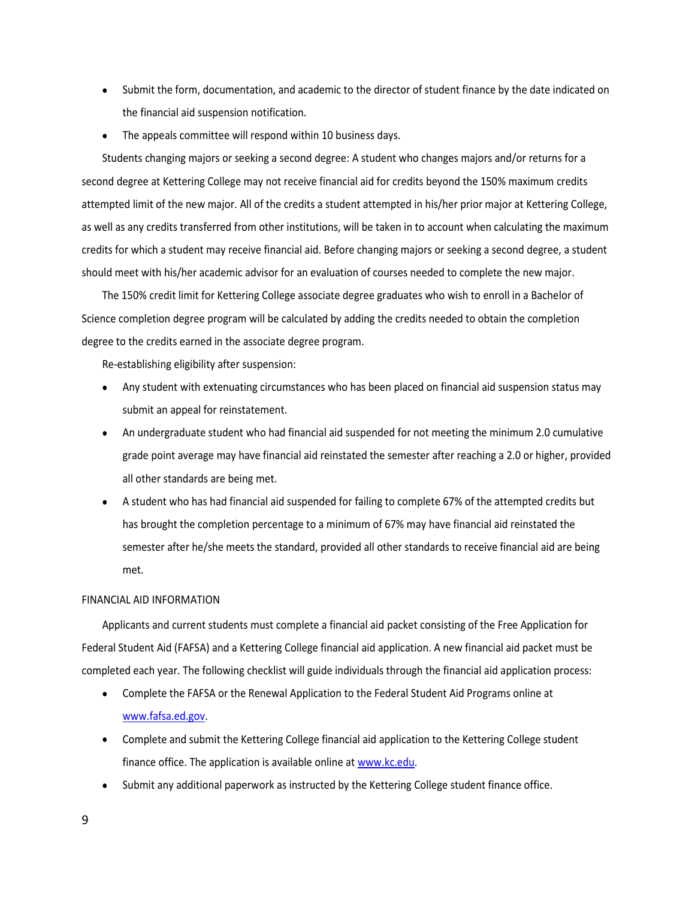- Submit the form, documentation, and academic to the director of student finance by the date indicated on the financial aid suspension notification.
- The appeals committee will respond within 10 business days.

Students changing majors or seeking a second degree: A student who changes majors and/or returns for a second degree at Kettering College may not receive financial aid for credits beyond the 150% maximum credits attempted limit of the new major. All of the credits a student attempted in his/her prior major at Kettering College, as well as any credits transferred from other institutions, will be taken in to account when calculating the maximum credits for which a student may receive financial aid. Before changing majors or seeking a second degree, a student should meet with his/her academic advisor for an evaluation of courses needed to complete the new major.

The 150% credit limit for Kettering College associate degree graduates who wish to enroll in a Bachelor of Science completion degree program will be calculated by adding the credits needed to obtain the completion degree to the credits earned in the associate degree program.

Re-establishing eligibility after suspension:

- Any student with extenuating circumstances who has been placed on financial aid suspension status may submit an appeal for reinstatement.
- An undergraduate student who had financial aid suspended for not meeting the minimum 2.0 cumulative grade point average may have financial aid reinstated the semester after reaching a 2.0 or higher, provided all other standards are being met.
- A student who has had financial aid suspended for failing to complete 67% of the attempted credits but has brought the completion percentage to a minimum of 67% may have financial aid reinstated the semester after he/she meets the standard, provided all other standards to receive financial aid are being met.

FINANCIAL AID INFORMATION

Applicants and current students must complete a financial aid packet consisting of the Free Application for Federal Student Aid (FAFSA) and a Kettering College financial aid application. A new financial aid packet must be completed each year. The following checklist will guide individuals through the financial aid application process:

- Complete the FAFSA or the Renewal Application to the Federal Student Aid Programs online at [www.fafsa.ed.gov](http://www.fafsa.ed.gov).
- Complete and submit the Kettering College financial aid application to the Kettering College student finance office. The application is available online at [www.kc.edu](http://www.kc.edu).
- Submit any additional paperwork as instructed by the Kettering College student finance office.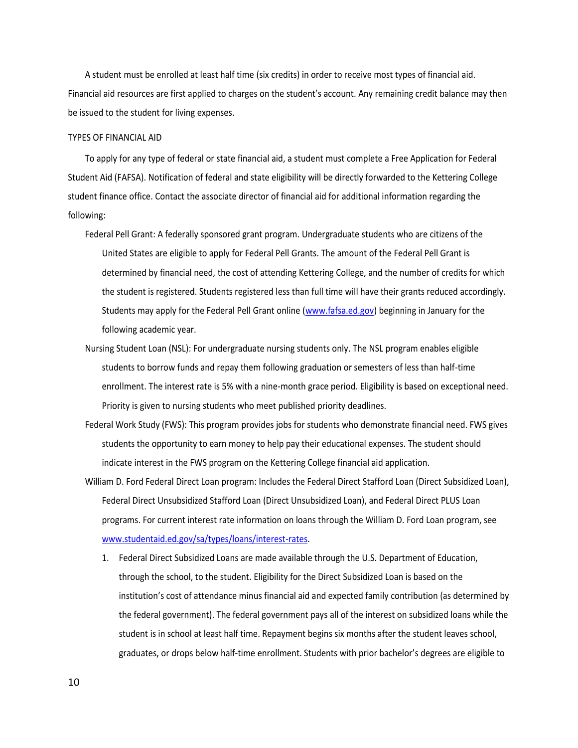A student must be enrolled at least half time (six credits) in order to receive most types of financial aid. Financial aid resources are first applied to charges on the student's account. Any remaining credit balance may then be issued to the student for living expenses.

## TYPES OF FINANCIAL AID

To apply for any type of federal or state financial aid, a student must complete a Free Application for Federal Student Aid (FAFSA). Notification of federal and state eligibility will be directly forwarded to the Kettering College student finance office. Contact the associate director of financial aid for additional information regarding the following:

Federal Pell Grant: A federally sponsored grant program. Undergraduate students who are citizens of the United States are eligible to apply for Federal Pell Grants. The amount of the Federal Pell Grant is determined by financial need, the cost of attending Kettering College, and the number of credits for which the student is registered. Students registered less than full time will have their grants reduced accordingly. Students may apply for the Federal Pell Grant online (www.fafsa.ed.gov) beginning in January for the following academic year.

Nursing Student Loan (NSL): For undergraduate nursing students only. The NSL program enables eligible students to borrow funds and repay them following graduation or semesters of less than half-time enrollment. The interest rate is 5% with a nine-month grace period. Eligibility is based on exceptional need. Priority is given to nursing students who meet published priority deadlines.

Federal Work Study (FWS): This program provides jobs for students who demonstrate financial need. FWS gives students the opportunity to earn money to help pay their educational expenses. The student should indicate interest in the FWS program on the Kettering College financial aid application.

William D. Ford Federal Direct Loan program: Includes the Federal Direct Stafford Loan (Direct Subsidized Loan), Federal Direct Unsubsidized Stafford Loan (Direct Unsubsidized Loan), and Federal Direct PLUS Loan programs. For current interest rate information on loans through the William D. Ford Loan program, see www.studentaid.ed.gov/sa/types/loans/interest-rates.

1. Federal Direct Subsidized Loans are made available through the U.S. Department of Education, through the school, to the student. Eligibility for the Direct Subsidized Loan is based on the institution's cost of attendance minus financial aid and expected family contribution (as determined by the federal government). The federal government pays all of the interest on subsidized loans while the student is in school at least half time. Repayment begins six months after the student leaves school, graduates, or drops below half-time enrollment. Students with prior bachelor's degrees are eligible to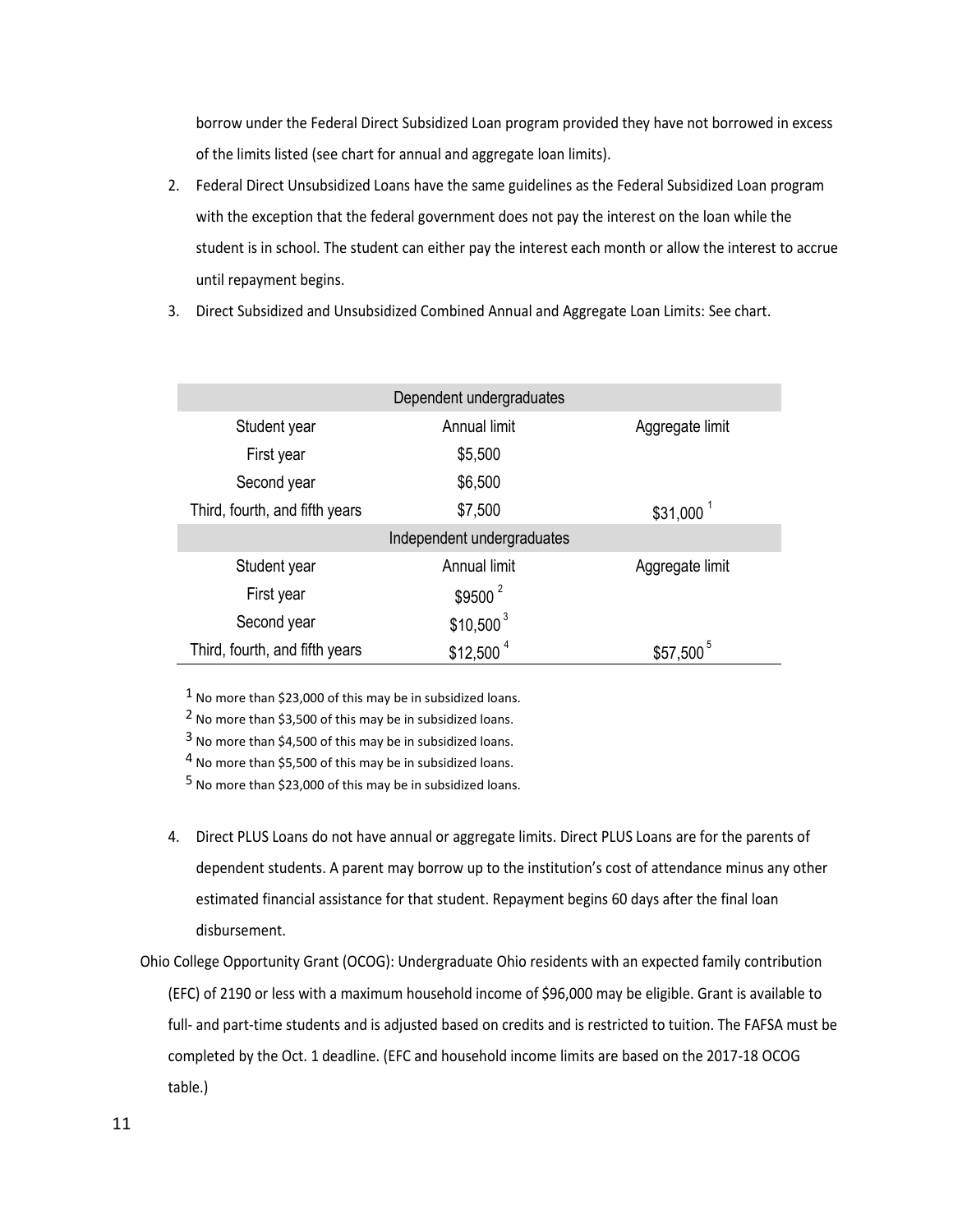borrow under the Federal Direct Subsidized Loan program provided they have not borrowed in excess of the limits listed (see chart for annual and aggregate loan limits).

2. Federal Direct Unsubsidized Loans have the same guidelines as the Federal Subsidized Loan program with the exception that the federal government does not pay the interest on the loan while the student is in school. The student can either pay the interest each month or allow the interest to accrue until repayment begins.
3. Direct Subsidized and Unsubsidized Combined Annual and Aggregate Loan Limits: See chart.

| Dependent undergraduates | | |
|---|---|---|
| Student year | Annual limit | Aggregate limit |
| First year | $5,500 | |
| Second year | $6,500 | |
| Third, fourth, and fifth years | $7,500 | $31,000 [1] |
| Independent undergraduates | | |
| Student year | Annual limit | Aggregate limit |
| First year | $9500 [2] | |
| Second year | $10,500 [3] | |
| Third, fourth, and fifth years | $12,500 [4] | $57,500 [5] |

[1] No more than $23,000 of this may be in subsidized loans.

[2] No more than $3,500 of this may be in subsidized loans.

[3] No more than $4,500 of this may be in subsidized loans.

[4] No more than $5,500 of this may be in subsidized loans.

[5] No more than $23,000 of this may be in subsidized loans.

4. Direct PLUS Loans do not have annual or aggregate limits. Direct PLUS Loans are for the parents of dependent students. A parent may borrow up to the institution's cost of attendance minus any other estimated financial assistance for that student. Repayment begins 60 days after the final loan disbursement.

Ohio College Opportunity Grant (OCOG): Undergraduate Ohio residents with an expected family contribution (EFC) of 2190 or less with a maximum household income of $96,000 may be eligible. Grant is available to full- and part-time students and is adjusted based on credits and is restricted to tuition. The FAFSA must be completed by the Oct. 1 deadline. (EFC and household income limits are based on the 2017-18 OCOG table.)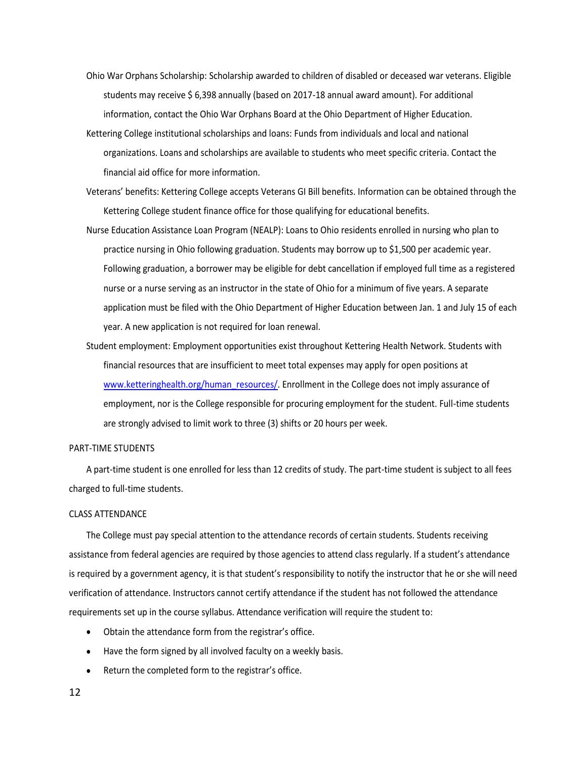Ohio War Orphans Scholarship: Scholarship awarded to children of disabled or deceased war veterans. Eligible students may receive $ 6,398 annually (based on 2017-18 annual award amount). For additional information, contact the Ohio War Orphans Board at the Ohio Department of Higher Education.

Kettering College institutional scholarships and loans: Funds from individuals and local and national organizations. Loans and scholarships are available to students who meet specific criteria. Contact the financial aid office for more information.

Veterans' benefits: Kettering College accepts Veterans GI Bill benefits. Information can be obtained through the Kettering College student finance office for those qualifying for educational benefits.

Nurse Education Assistance Loan Program (NEALP): Loans to Ohio residents enrolled in nursing who plan to practice nursing in Ohio following graduation. Students may borrow up to $1,500 per academic year. Following graduation, a borrower may be eligible for debt cancellation if employed full time as a registered nurse or a nurse serving as an instructor in the state of Ohio for a minimum of five years. A separate application must be filed with the Ohio Department of Higher Education between Jan. 1 and July 15 of each year. A new application is not required for loan renewal.

Student employment: Employment opportunities exist throughout Kettering Health Network. Students with financial resources that are insufficient to meet total expenses may apply for open positions at www.ketteringhealth.org/human_resources/. Enrollment in the College does not imply assurance of employment, nor is the College responsible for procuring employment for the student. Full-time students are strongly advised to limit work to three (3) shifts or 20 hours per week.

## PART-TIME STUDENTS

A part-time student is one enrolled for less than 12 credits of study. The part-time student is subject to all fees charged to full-time students.

## CLASS ATTENDANCE

The College must pay special attention to the attendance records of certain students. Students receiving assistance from federal agencies are required by those agencies to attend class regularly. If a student's attendance is required by a government agency, it is that student's responsibility to notify the instructor that he or she will need verification of attendance. Instructors cannot certify attendance if the student has not followed the attendance requirements set up in the course syllabus. Attendance verification will require the student to:

- Obtain the attendance form from the registrar's office.
- Have the form signed by all involved faculty on a weekly basis.
- Return the completed form to the registrar's office.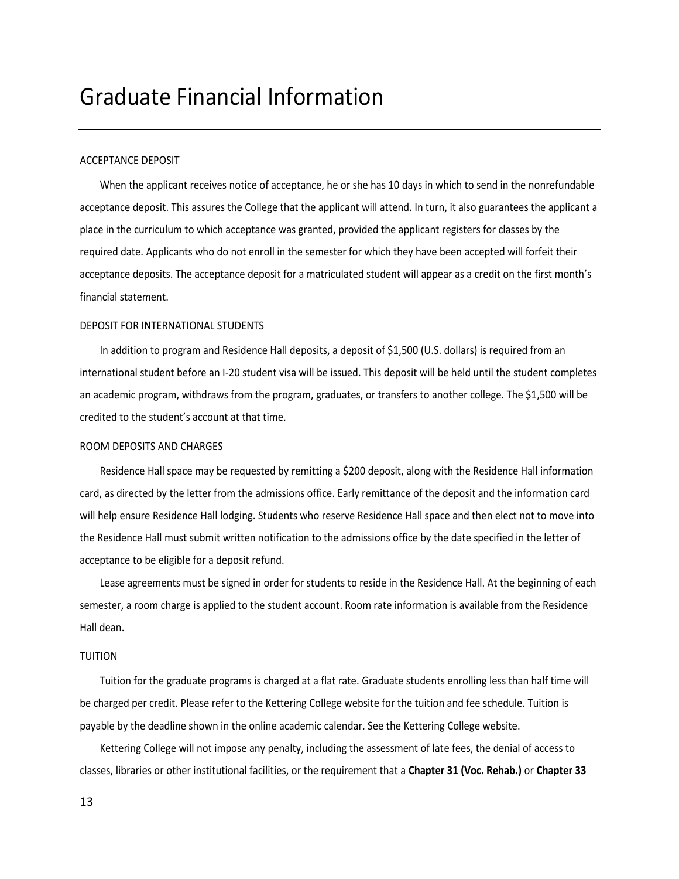# Graduate Financial Information

## ACCEPTANCE DEPOSIT

When the applicant receives notice of acceptance, he or she has 10 days in which to send in the nonrefundable acceptance deposit. This assures the College that the applicant will attend. In turn, it also guarantees the applicant a place in the curriculum to which acceptance was granted, provided the applicant registers for classes by the required date. Applicants who do not enroll in the semester for which they have been accepted will forfeit their acceptance deposits. The acceptance deposit for a matriculated student will appear as a credit on the first month's financial statement.

## DEPOSIT FOR INTERNATIONAL STUDENTS

In addition to program and Residence Hall deposits, a deposit of $1,500 (U.S. dollars) is required from an international student before an I-20 student visa will be issued. This deposit will be held until the student completes an academic program, withdraws from the program, graduates, or transfers to another college. The $1,500 will be credited to the student's account at that time.

## ROOM DEPOSITS AND CHARGES

Residence Hall space may be requested by remitting a $200 deposit, along with the Residence Hall information card, as directed by the letter from the admissions office. Early remittance of the deposit and the information card will help ensure Residence Hall lodging. Students who reserve Residence Hall space and then elect not to move into the Residence Hall must submit written notification to the admissions office by the date specified in the letter of acceptance to be eligible for a deposit refund.

Lease agreements must be signed in order for students to reside in the Residence Hall. At the beginning of each semester, a room charge is applied to the student account. Room rate information is available from the Residence Hall dean.

## TUITION

Tuition for the graduate programs is charged at a flat rate. Graduate students enrolling less than half time will be charged per credit. Please refer to the Kettering College website for the tuition and fee schedule. Tuition is payable by the deadline shown in the online academic calendar. See the Kettering College website.

Kettering College will not impose any penalty, including the assessment of late fees, the denial of access to classes, libraries or other institutional facilities, or the requirement that a **Chapter 31 (Voc. Rehab.)** or **Chapter 33**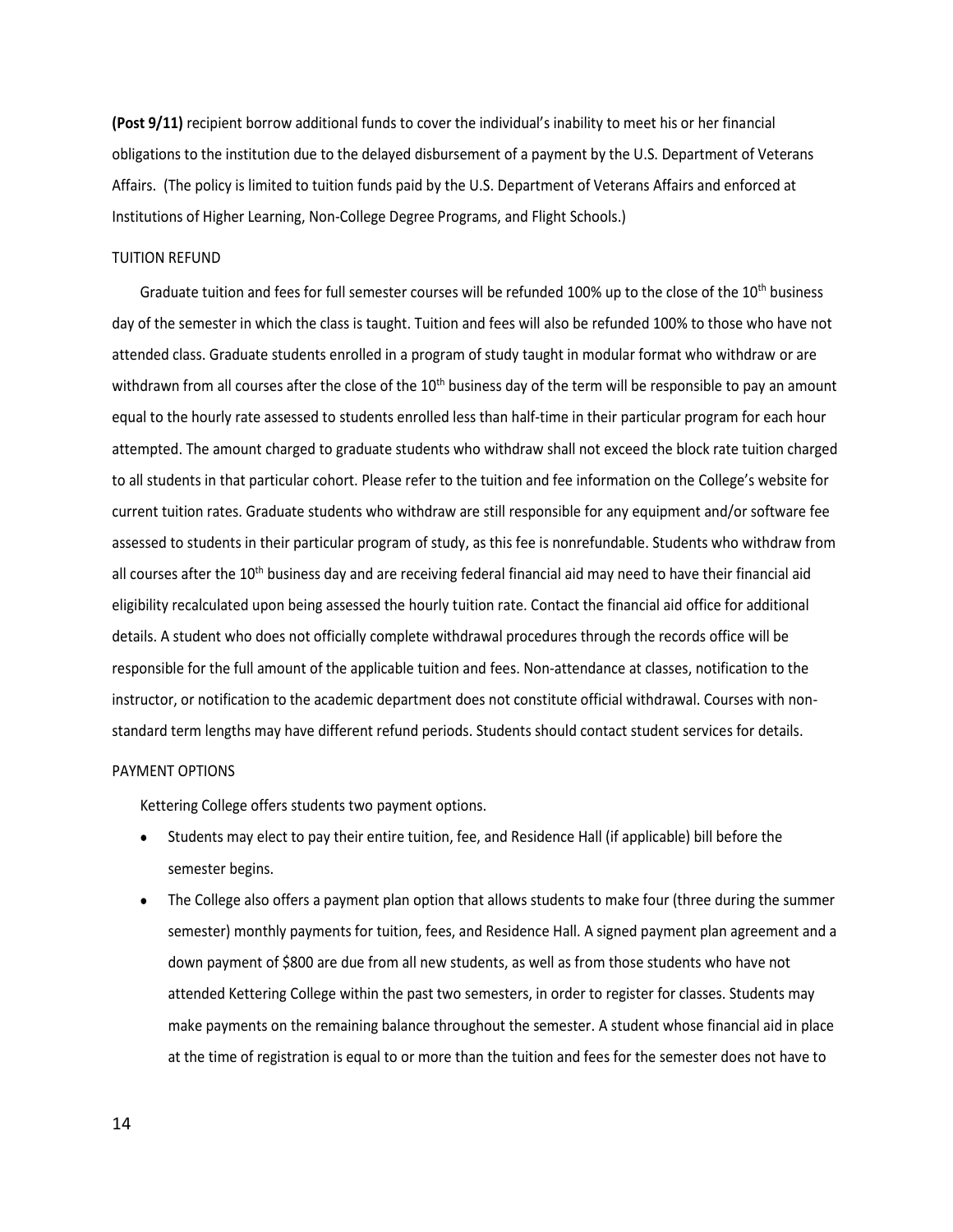**(Post 9/11)** recipient borrow additional funds to cover the individual's inability to meet his or her financial obligations to the institution due to the delayed disbursement of a payment by the U.S. Department of Veterans Affairs. (The policy is limited to tuition funds paid by the U.S. Department of Veterans Affairs and enforced at Institutions of Higher Learning, Non-College Degree Programs, and Flight Schools.)

## TUITION REFUND

Graduate tuition and fees for full semester courses will be refunded 100% up to the close of the 10th business day of the semester in which the class is taught. Tuition and fees will also be refunded 100% to those who have not attended class. Graduate students enrolled in a program of study taught in modular format who withdraw or are withdrawn from all courses after the close of the 10th business day of the term will be responsible to pay an amount equal to the hourly rate assessed to students enrolled less than half-time in their particular program for each hour attempted. The amount charged to graduate students who withdraw shall not exceed the block rate tuition charged to all students in that particular cohort. Please refer to the tuition and fee information on the College's website for current tuition rates. Graduate students who withdraw are still responsible for any equipment and/or software fee assessed to students in their particular program of study, as this fee is nonrefundable. Students who withdraw from all courses after the 10th business day and are receiving federal financial aid may need to have their financial aid eligibility recalculated upon being assessed the hourly tuition rate. Contact the financial aid office for additional details. A student who does not officially complete withdrawal procedures through the records office will be responsible for the full amount of the applicable tuition and fees. Non-attendance at classes, notification to the instructor, or notification to the academic department does not constitute official withdrawal. Courses with non-standard term lengths may have different refund periods. Students should contact student services for details.

## PAYMENT OPTIONS

Kettering College offers students two payment options.

- Students may elect to pay their entire tuition, fee, and Residence Hall (if applicable) bill before the semester begins.
- The College also offers a payment plan option that allows students to make four (three during the summer semester) monthly payments for tuition, fees, and Residence Hall. A signed payment plan agreement and a down payment of $800 are due from all new students, as well as from those students who have not attended Kettering College within the past two semesters, in order to register for classes. Students may make payments on the remaining balance throughout the semester. A student whose financial aid in place at the time of registration is equal to or more than the tuition and fees for the semester does not have to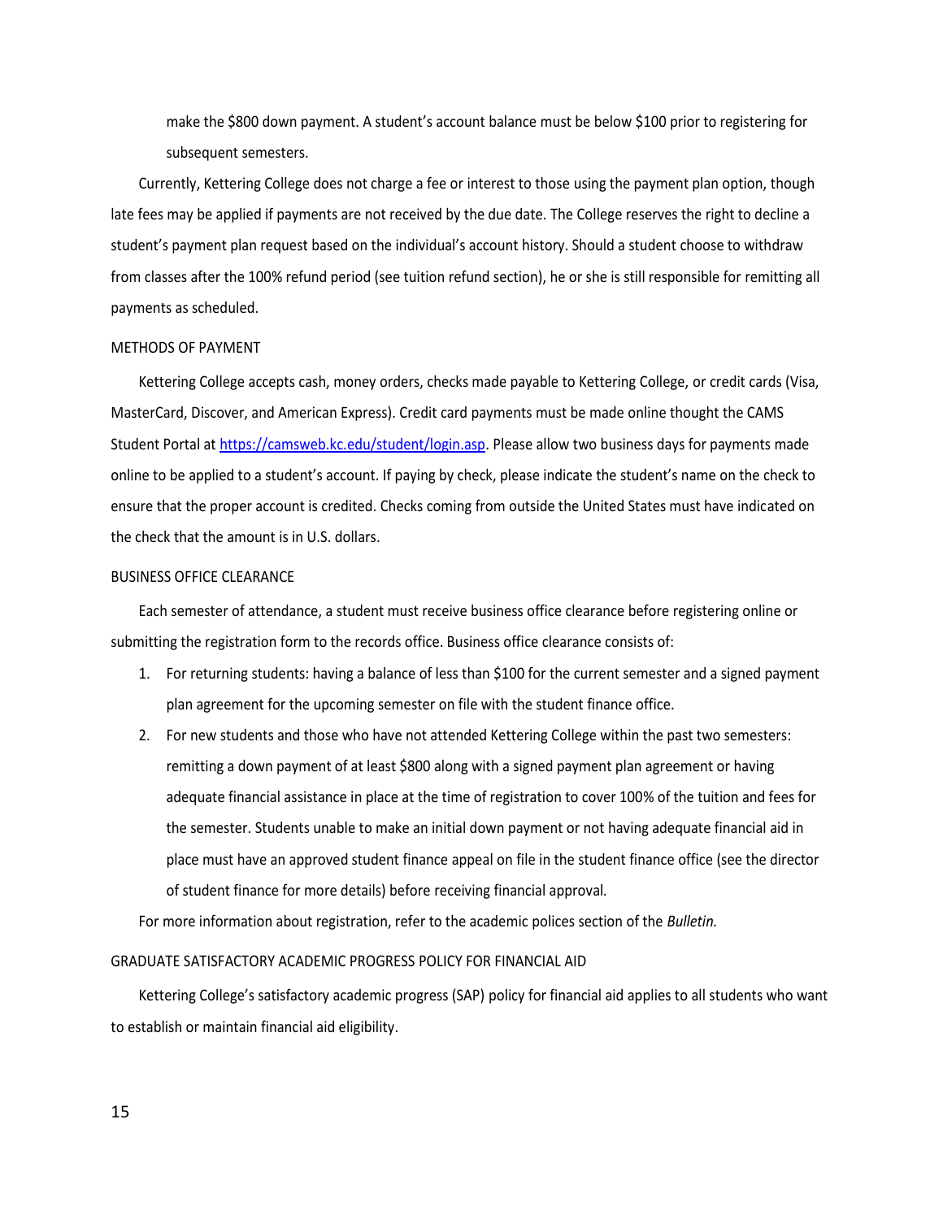make the $800 down payment. A student's account balance must be below $100 prior to registering for subsequent semesters.

Currently, Kettering College does not charge a fee or interest to those using the payment plan option, though late fees may be applied if payments are not received by the due date. The College reserves the right to decline a student's payment plan request based on the individual's account history. Should a student choose to withdraw from classes after the 100% refund period (see tuition refund section), he or she is still responsible for remitting all payments as scheduled.

### METHODS OF PAYMENT

Kettering College accepts cash, money orders, checks made payable to Kettering College, or credit cards (Visa, MasterCard, Discover, and American Express). Credit card payments must be made online thought the CAMS Student Portal at [https://camsweb.kc.edu/student/login.asp](https://camsweb.kc.edu/student/login.asp). Please allow two business days for payments made online to be applied to a student's account. If paying by check, please indicate the student's name on the check to ensure that the proper account is credited. Checks coming from outside the United States must have indicated on the check that the amount is in U.S. dollars.

### BUSINESS OFFICE CLEARANCE

Each semester of attendance, a student must receive business office clearance before registering online or submitting the registration form to the records office. Business office clearance consists of:

1. For returning students: having a balance of less than $100 for the current semester and a signed payment plan agreement for the upcoming semester on file with the student finance office.
2. For new students and those who have not attended Kettering College within the past two semesters: remitting a down payment of at least $800 along with a signed payment plan agreement or having adequate financial assistance in place at the time of registration to cover 100% of the tuition and fees for the semester. Students unable to make an initial down payment or not having adequate financial aid in place must have an approved student finance appeal on file in the student finance office (see the director of student finance for more details) before receiving financial approval.

For more information about registration, refer to the academic polices section of the *Bulletin.*

### GRADUATE SATISFACTORY ACADEMIC PROGRESS POLICY FOR FINANCIAL AID

Kettering College's satisfactory academic progress (SAP) policy for financial aid applies to all students who want to establish or maintain financial aid eligibility.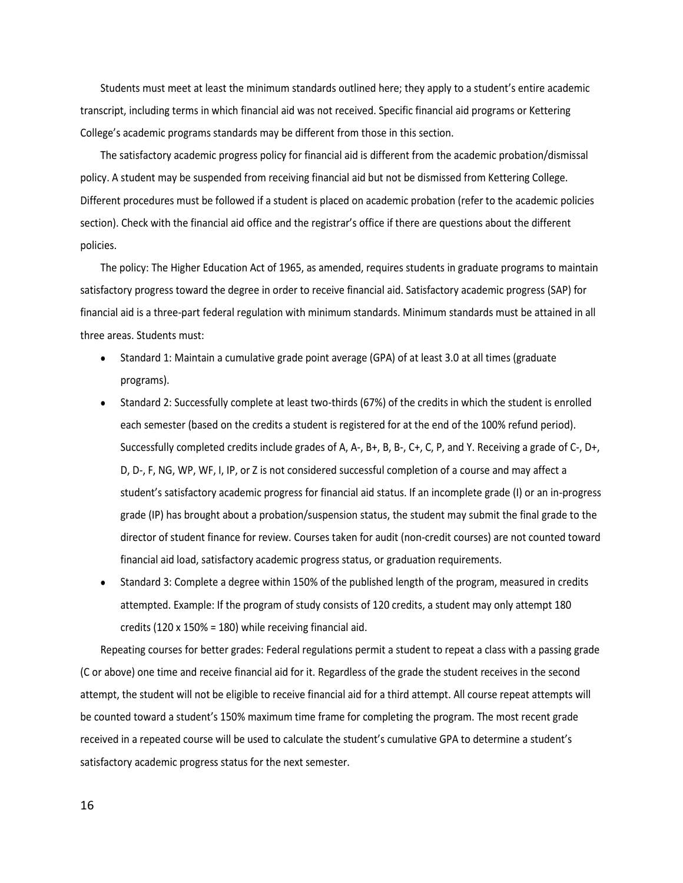Students must meet at least the minimum standards outlined here; they apply to a student's entire academic transcript, including terms in which financial aid was not received. Specific financial aid programs or Kettering College's academic programs standards may be different from those in this section.

The satisfactory academic progress policy for financial aid is different from the academic probation/dismissal policy. A student may be suspended from receiving financial aid but not be dismissed from Kettering College. Different procedures must be followed if a student is placed on academic probation (refer to the academic policies section). Check with the financial aid office and the registrar's office if there are questions about the different policies.

The policy: The Higher Education Act of 1965, as amended, requires students in graduate programs to maintain satisfactory progress toward the degree in order to receive financial aid. Satisfactory academic progress (SAP) for financial aid is a three-part federal regulation with minimum standards. Minimum standards must be attained in all three areas. Students must:

- Standard 1: Maintain a cumulative grade point average (GPA) of at least 3.0 at all times (graduate programs).
- Standard 2: Successfully complete at least two-thirds (67%) of the credits in which the student is enrolled each semester (based on the credits a student is registered for at the end of the 100% refund period). Successfully completed credits include grades of A, A-, B+, B, B-, C+, C, P, and Y. Receiving a grade of C-, D+, D, D-, F, NG, WP, WF, I, IP, or Z is not considered successful completion of a course and may affect a student's satisfactory academic progress for financial aid status. If an incomplete grade (I) or an in-progress grade (IP) has brought about a probation/suspension status, the student may submit the final grade to the director of student finance for review. Courses taken for audit (non-credit courses) are not counted toward financial aid load, satisfactory academic progress status, or graduation requirements.
- Standard 3: Complete a degree within 150% of the published length of the program, measured in credits attempted. Example: If the program of study consists of 120 credits, a student may only attempt 180 credits (120 x 150% = 180) while receiving financial aid.

Repeating courses for better grades: Federal regulations permit a student to repeat a class with a passing grade (C or above) one time and receive financial aid for it. Regardless of the grade the student receives in the second attempt, the student will not be eligible to receive financial aid for a third attempt. All course repeat attempts will be counted toward a student's 150% maximum time frame for completing the program. The most recent grade received in a repeated course will be used to calculate the student's cumulative GPA to determine a student's satisfactory academic progress status for the next semester.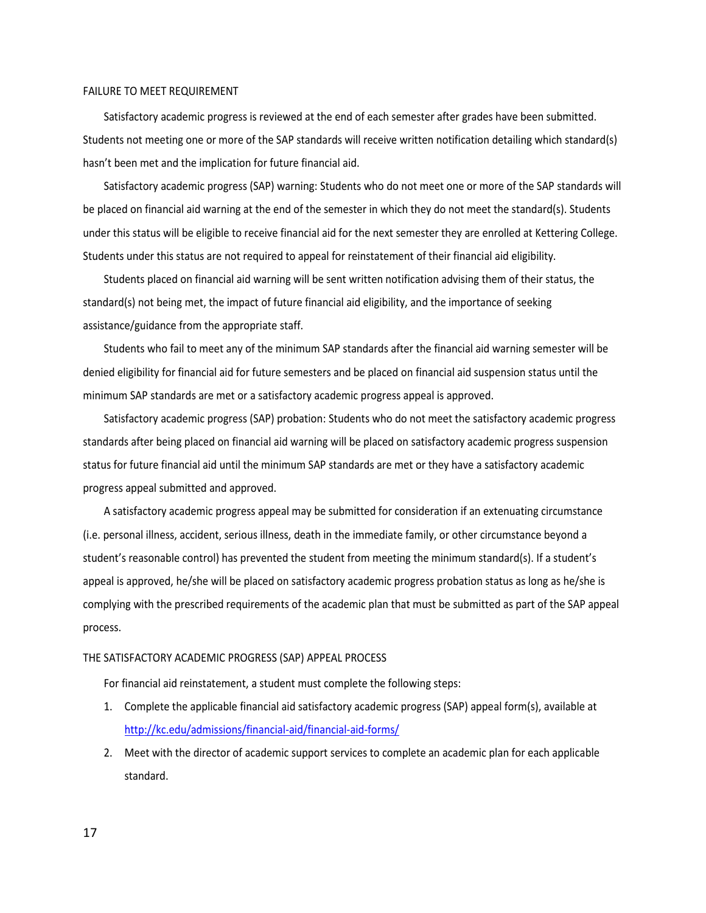FAILURE TO MEET REQUIREMENT

Satisfactory academic progress is reviewed at the end of each semester after grades have been submitted. Students not meeting one or more of the SAP standards will receive written notification detailing which standard(s) hasn't been met and the implication for future financial aid.

Satisfactory academic progress (SAP) warning: Students who do not meet one or more of the SAP standards will be placed on financial aid warning at the end of the semester in which they do not meet the standard(s). Students under this status will be eligible to receive financial aid for the next semester they are enrolled at Kettering College. Students under this status are not required to appeal for reinstatement of their financial aid eligibility.

Students placed on financial aid warning will be sent written notification advising them of their status, the standard(s) not being met, the impact of future financial aid eligibility, and the importance of seeking assistance/guidance from the appropriate staff.

Students who fail to meet any of the minimum SAP standards after the financial aid warning semester will be denied eligibility for financial aid for future semesters and be placed on financial aid suspension status until the minimum SAP standards are met or a satisfactory academic progress appeal is approved.

Satisfactory academic progress (SAP) probation: Students who do not meet the satisfactory academic progress standards after being placed on financial aid warning will be placed on satisfactory academic progress suspension status for future financial aid until the minimum SAP standards are met or they have a satisfactory academic progress appeal submitted and approved.

A satisfactory academic progress appeal may be submitted for consideration if an extenuating circumstance (i.e. personal illness, accident, serious illness, death in the immediate family, or other circumstance beyond a student's reasonable control) has prevented the student from meeting the minimum standard(s). If a student's appeal is approved, he/she will be placed on satisfactory academic progress probation status as long as he/she is complying with the prescribed requirements of the academic plan that must be submitted as part of the SAP appeal process.

THE SATISFACTORY ACADEMIC PROGRESS (SAP) APPEAL PROCESS

For financial aid reinstatement, a student must complete the following steps:

1. Complete the applicable financial aid satisfactory academic progress (SAP) appeal form(s), available at http://kc.edu/admissions/financial-aid/financial-aid-forms/
2. Meet with the director of academic support services to complete an academic plan for each applicable standard.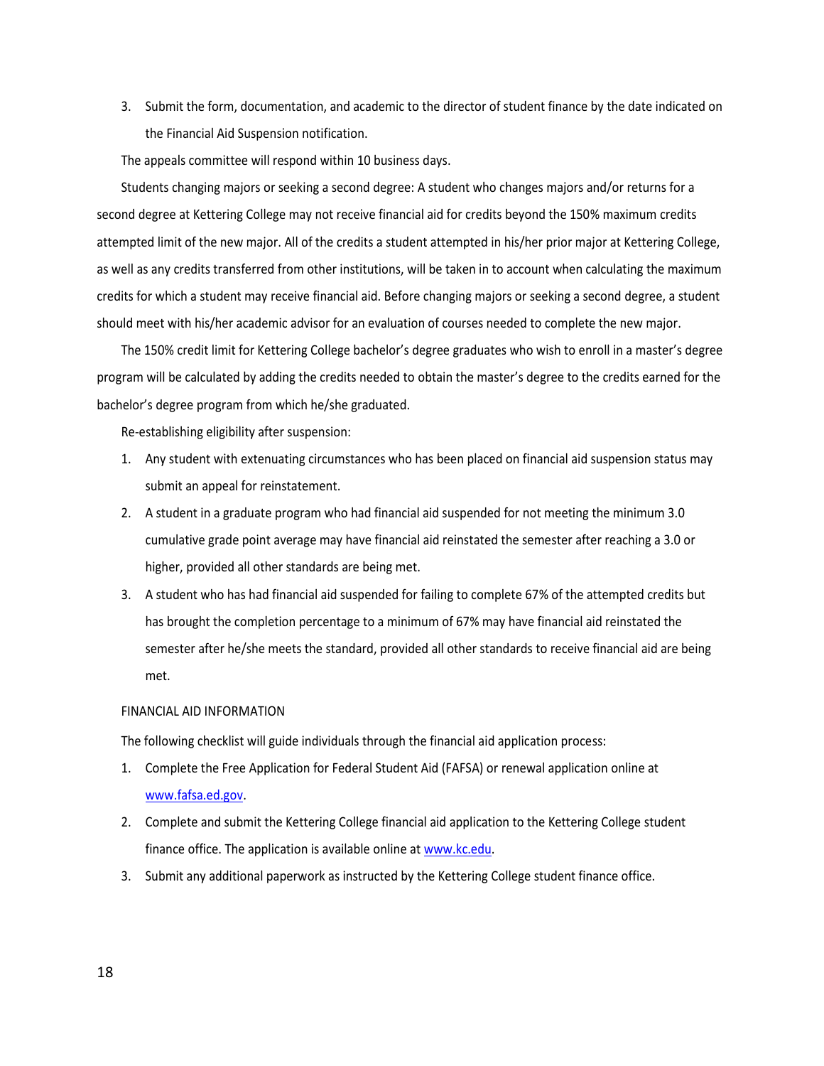3. Submit the form, documentation, and academic to the director of student finance by the date indicated on the Financial Aid Suspension notification.

The appeals committee will respond within 10 business days.

Students changing majors or seeking a second degree: A student who changes majors and/or returns for a second degree at Kettering College may not receive financial aid for credits beyond the 150% maximum credits attempted limit of the new major. All of the credits a student attempted in his/her prior major at Kettering College, as well as any credits transferred from other institutions, will be taken in to account when calculating the maximum credits for which a student may receive financial aid. Before changing majors or seeking a second degree, a student should meet with his/her academic advisor for an evaluation of courses needed to complete the new major.

The 150% credit limit for Kettering College bachelor's degree graduates who wish to enroll in a master's degree program will be calculated by adding the credits needed to obtain the master's degree to the credits earned for the bachelor's degree program from which he/she graduated.

Re-establishing eligibility after suspension:

1. Any student with extenuating circumstances who has been placed on financial aid suspension status may submit an appeal for reinstatement.
2. A student in a graduate program who had financial aid suspended for not meeting the minimum 3.0 cumulative grade point average may have financial aid reinstated the semester after reaching a 3.0 or higher, provided all other standards are being met.
3. A student who has had financial aid suspended for failing to complete 67% of the attempted credits but has brought the completion percentage to a minimum of 67% may have financial aid reinstated the semester after he/she meets the standard, provided all other standards to receive financial aid are being met.

FINANCIAL AID INFORMATION

The following checklist will guide individuals through the financial aid application process:

1. Complete the Free Application for Federal Student Aid (FAFSA) or renewal application online at [www.fafsa.ed.gov](http://www.fafsa.ed.gov).
2. Complete and submit the Kettering College financial aid application to the Kettering College student finance office. The application is available online at [www.kc.edu](http://www.kc.edu).
3. Submit any additional paperwork as instructed by the Kettering College student finance office.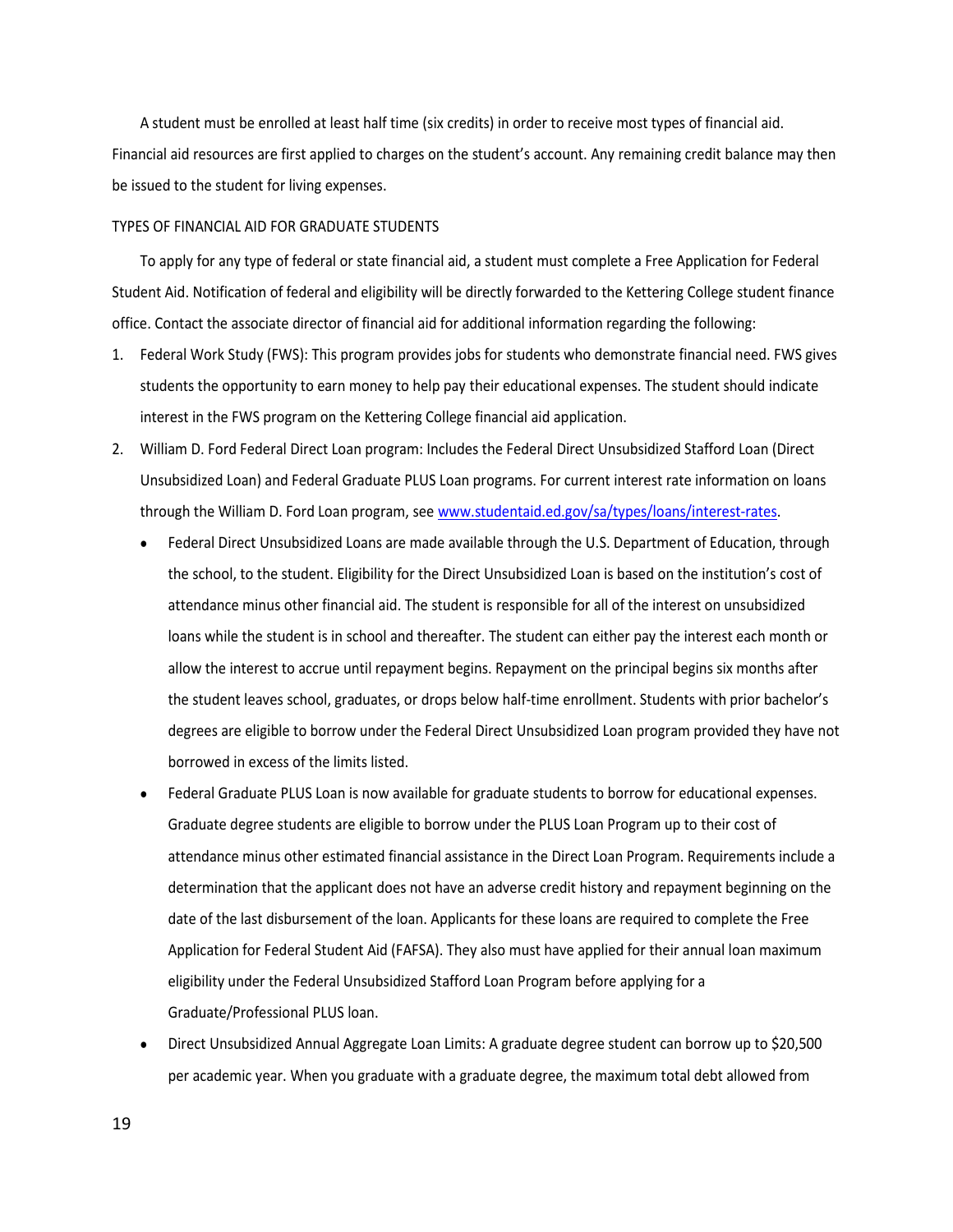A student must be enrolled at least half time (six credits) in order to receive most types of financial aid. Financial aid resources are first applied to charges on the student's account. Any remaining credit balance may then be issued to the student for living expenses.

## TYPES OF FINANCIAL AID FOR GRADUATE STUDENTS

To apply for any type of federal or state financial aid, a student must complete a Free Application for Federal Student Aid. Notification of federal and eligibility will be directly forwarded to the Kettering College student finance office. Contact the associate director of financial aid for additional information regarding the following:

1. Federal Work Study (FWS): This program provides jobs for students who demonstrate financial need. FWS gives students the opportunity to earn money to help pay their educational expenses. The student should indicate interest in the FWS program on the Kettering College financial aid application.
2. William D. Ford Federal Direct Loan program: Includes the Federal Direct Unsubsidized Stafford Loan (Direct Unsubsidized Loan) and Federal Graduate PLUS Loan programs. For current interest rate information on loans through the William D. Ford Loan program, see [www.studentaid.ed.gov/sa/types/loans/interest-rates](www.studentaid.ed.gov/sa/types/loans/interest-rates).
   - Federal Direct Unsubsidized Loans are made available through the U.S. Department of Education, through the school, to the student. Eligibility for the Direct Unsubsidized Loan is based on the institution's cost of attendance minus other financial aid. The student is responsible for all of the interest on unsubsidized loans while the student is in school and thereafter. The student can either pay the interest each month or allow the interest to accrue until repayment begins. Repayment on the principal begins six months after the student leaves school, graduates, or drops below half-time enrollment. Students with prior bachelor's degrees are eligible to borrow under the Federal Direct Unsubsidized Loan program provided they have not borrowed in excess of the limits listed.
   - Federal Graduate PLUS Loan is now available for graduate students to borrow for educational expenses. Graduate degree students are eligible to borrow under the PLUS Loan Program up to their cost of attendance minus other estimated financial assistance in the Direct Loan Program. Requirements include a determination that the applicant does not have an adverse credit history and repayment beginning on the date of the last disbursement of the loan. Applicants for these loans are required to complete the Free Application for Federal Student Aid (FAFSA). They also must have applied for their annual loan maximum eligibility under the Federal Unsubsidized Stafford Loan Program before applying for a Graduate/Professional PLUS loan.
   - Direct Unsubsidized Annual Aggregate Loan Limits: A graduate degree student can borrow up to $20,500 per academic year. When you graduate with a graduate degree, the maximum total debt allowed from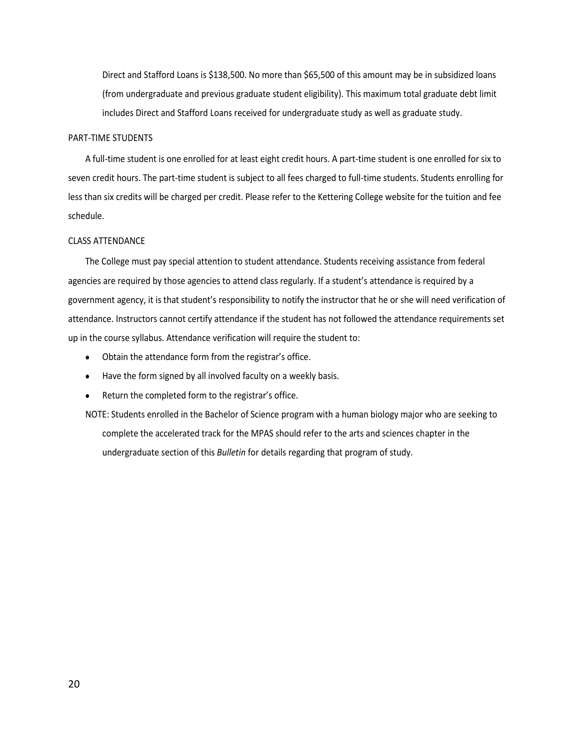Direct and Stafford Loans is $138,500. No more than $65,500 of this amount may be in subsidized loans (from undergraduate and previous graduate student eligibility). This maximum total graduate debt limit includes Direct and Stafford Loans received for undergraduate study as well as graduate study.

### PART-TIME STUDENTS

A full-time student is one enrolled for at least eight credit hours. A part-time student is one enrolled for six to seven credit hours. The part-time student is subject to all fees charged to full-time students. Students enrolling for less than six credits will be charged per credit. Please refer to the Kettering College website for the tuition and fee schedule.

### CLASS ATTENDANCE

The College must pay special attention to student attendance. Students receiving assistance from federal agencies are required by those agencies to attend class regularly. If a student's attendance is required by a government agency, it is that student's responsibility to notify the instructor that he or she will need verification of attendance. Instructors cannot certify attendance if the student has not followed the attendance requirements set up in the course syllabus. Attendance verification will require the student to:

- Obtain the attendance form from the registrar's office.
- Have the form signed by all involved faculty on a weekly basis.
- Return the completed form to the registrar's office.

NOTE: Students enrolled in the Bachelor of Science program with a human biology major who are seeking to complete the accelerated track for the MPAS should refer to the arts and sciences chapter in the undergraduate section of this *Bulletin* for details regarding that program of study.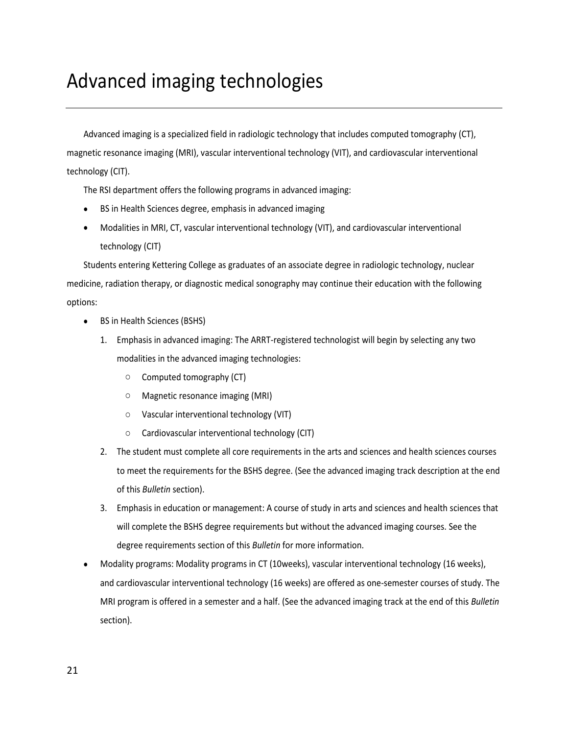# Advanced imaging technologies

Advanced imaging is a specialized field in radiologic technology that includes computed tomography (CT), magnetic resonance imaging (MRI), vascular interventional technology (VIT), and cardiovascular interventional technology (CIT).

The RSI department offers the following programs in advanced imaging:

- BS in Health Sciences degree, emphasis in advanced imaging
- Modalities in MRI, CT, vascular interventional technology (VIT), and cardiovascular interventional technology (CIT)

Students entering Kettering College as graduates of an associate degree in radiologic technology, nuclear medicine, radiation therapy, or diagnostic medical sonography may continue their education with the following options:

- BS in Health Sciences (BSHS)
  1. Emphasis in advanced imaging: The ARRT-registered technologist will begin by selecting any two modalities in the advanced imaging technologies:
     - Computed tomography (CT)
     - Magnetic resonance imaging (MRI)
     - Vascular interventional technology (VIT)
     - Cardiovascular interventional technology (CIT)
  2. The student must complete all core requirements in the arts and sciences and health sciences courses to meet the requirements for the BSHS degree. (See the advanced imaging track description at the end of this *Bulletin* section).
  3. Emphasis in education or management: A course of study in arts and sciences and health sciences that will complete the BSHS degree requirements but without the advanced imaging courses. See the degree requirements section of this *Bulletin* for more information.
- Modality programs: Modality programs in CT (10weeks), vascular interventional technology (16 weeks), and cardiovascular interventional technology (16 weeks) are offered as one-semester courses of study. The MRI program is offered in a semester and a half. (See the advanced imaging track at the end of this *Bulletin* section).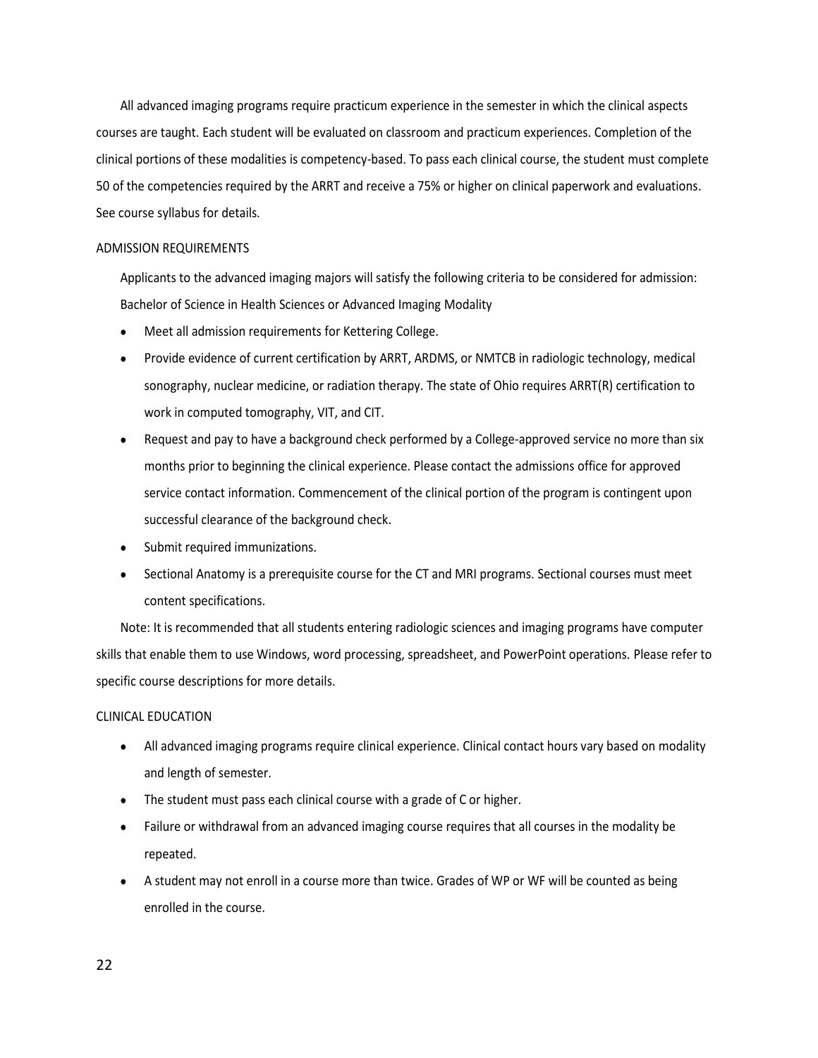All advanced imaging programs require practicum experience in the semester in which the clinical aspects courses are taught. Each student will be evaluated on classroom and practicum experiences. Completion of the clinical portions of these modalities is competency-based. To pass each clinical course, the student must complete 50 of the competencies required by the ARRT and receive a 75% or higher on clinical paperwork and evaluations. See course syllabus for details.

## ADMISSION REQUIREMENTS

Applicants to the advanced imaging majors will satisfy the following criteria to be considered for admission: Bachelor of Science in Health Sciences or Advanced Imaging Modality

- Meet all admission requirements for Kettering College.
- Provide evidence of current certification by ARRT, ARDMS, or NMTCB in radiologic technology, medical sonography, nuclear medicine, or radiation therapy. The state of Ohio requires ARRT(R) certification to work in computed tomography, VIT, and CIT.
- Request and pay to have a background check performed by a College-approved service no more than six months prior to beginning the clinical experience. Please contact the admissions office for approved service contact information. Commencement of the clinical portion of the program is contingent upon successful clearance of the background check.
- Submit required immunizations.
- Sectional Anatomy is a prerequisite course for the CT and MRI programs. Sectional courses must meet content specifications.

Note: It is recommended that all students entering radiologic sciences and imaging programs have computer skills that enable them to use Windows, word processing, spreadsheet, and PowerPoint operations. Please refer to specific course descriptions for more details.

## CLINICAL EDUCATION

- All advanced imaging programs require clinical experience. Clinical contact hours vary based on modality and length of semester.
- The student must pass each clinical course with a grade of C or higher.
- Failure or withdrawal from an advanced imaging course requires that all courses in the modality be repeated.
- A student may not enroll in a course more than twice. Grades of WP or WF will be counted as being enrolled in the course.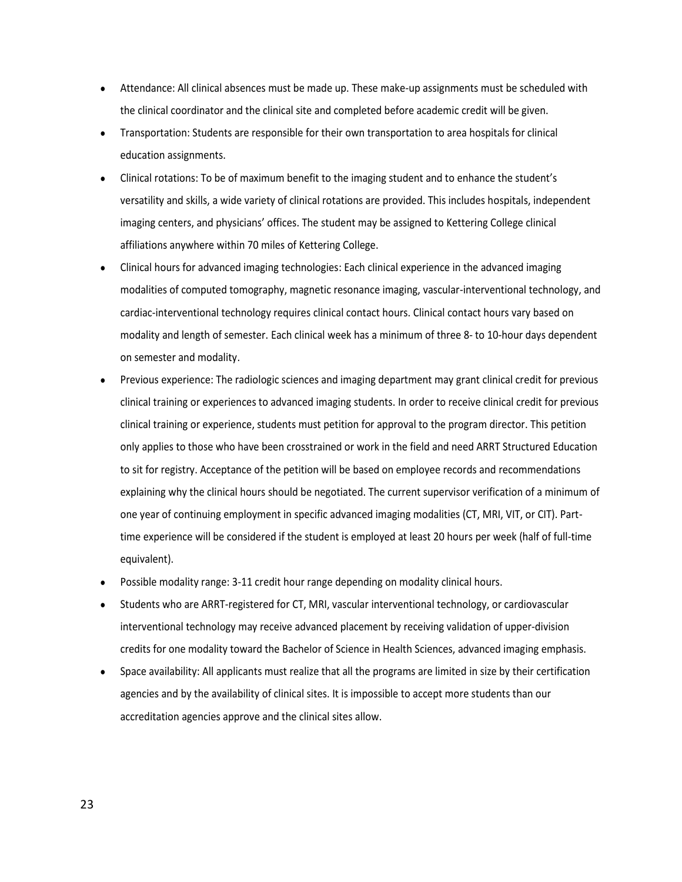- Attendance: All clinical absences must be made up. These make-up assignments must be scheduled with the clinical coordinator and the clinical site and completed before academic credit will be given.
- Transportation: Students are responsible for their own transportation to area hospitals for clinical education assignments.
- Clinical rotations: To be of maximum benefit to the imaging student and to enhance the student's versatility and skills, a wide variety of clinical rotations are provided. This includes hospitals, independent imaging centers, and physicians' offices. The student may be assigned to Kettering College clinical affiliations anywhere within 70 miles of Kettering College.
- Clinical hours for advanced imaging technologies: Each clinical experience in the advanced imaging modalities of computed tomography, magnetic resonance imaging, vascular-interventional technology, and cardiac-interventional technology requires clinical contact hours. Clinical contact hours vary based on modality and length of semester. Each clinical week has a minimum of three 8- to 10-hour days dependent on semester and modality.
- Previous experience: The radiologic sciences and imaging department may grant clinical credit for previous clinical training or experiences to advanced imaging students. In order to receive clinical credit for previous clinical training or experience, students must petition for approval to the program director. This petition only applies to those who have been crosstrained or work in the field and need ARRT Structured Education to sit for registry. Acceptance of the petition will be based on employee records and recommendations explaining why the clinical hours should be negotiated. The current supervisor verification of a minimum of one year of continuing employment in specific advanced imaging modalities (CT, MRI, VIT, or CIT). Part-time experience will be considered if the student is employed at least 20 hours per week (half of full-time equivalent).
- Possible modality range: 3-11 credit hour range depending on modality clinical hours.
- Students who are ARRT-registered for CT, MRI, vascular interventional technology, or cardiovascular interventional technology may receive advanced placement by receiving validation of upper-division credits for one modality toward the Bachelor of Science in Health Sciences, advanced imaging emphasis.
- Space availability: All applicants must realize that all the programs are limited in size by their certification agencies and by the availability of clinical sites. It is impossible to accept more students than our accreditation agencies approve and the clinical sites allow.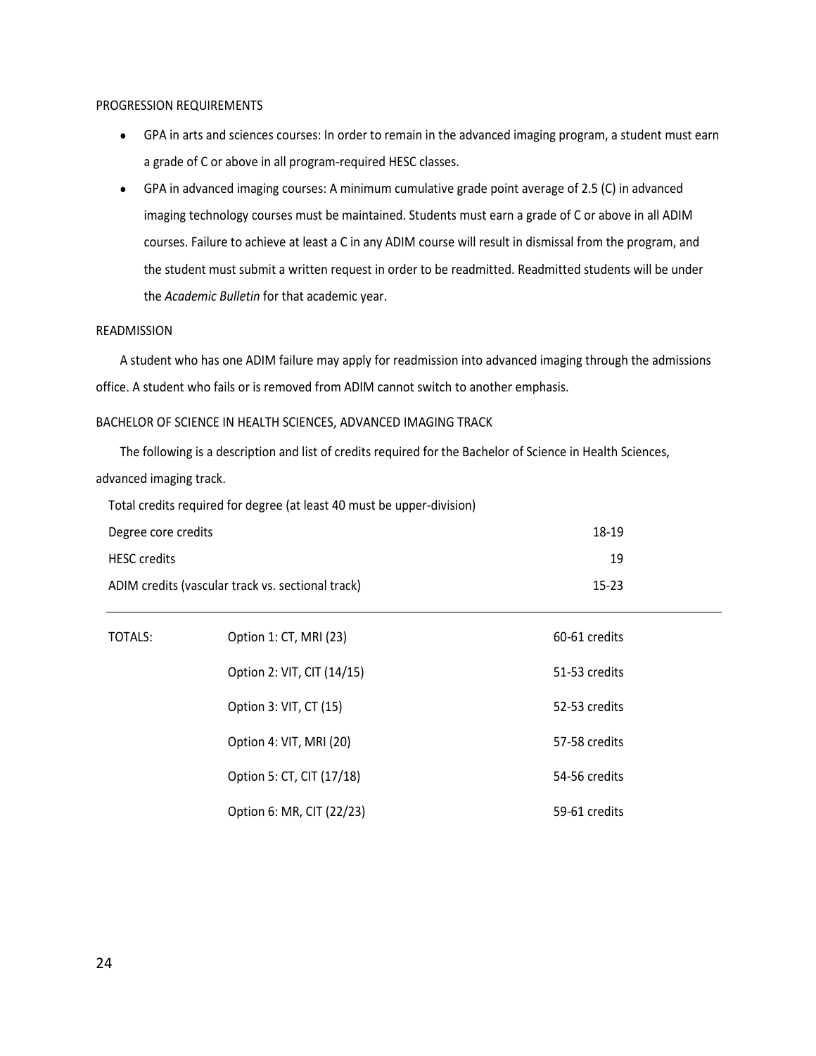## PROGRESSION REQUIREMENTS

- GPA in arts and sciences courses: In order to remain in the advanced imaging program, a student must earn a grade of C or above in all program-required HESC classes.
- GPA in advanced imaging courses: A minimum cumulative grade point average of 2.5 (C) in advanced imaging technology courses must be maintained. Students must earn a grade of C or above in all ADIM courses. Failure to achieve at least a C in any ADIM course will result in dismissal from the program, and the student must submit a written request in order to be readmitted. Readmitted students will be under the *Academic Bulletin* for that academic year.

## READMISSION

A student who has one ADIM failure may apply for readmission into advanced imaging through the admissions office. A student who fails or is removed from ADIM cannot switch to another emphasis.

## BACHELOR OF SCIENCE IN HEALTH SCIENCES, ADVANCED IMAGING TRACK

The following is a description and list of credits required for the Bachelor of Science in Health Sciences, advanced imaging track.

Total credits required for degree (at least 40 must be upper-division)

| | |
|---|---|
| Degree core credits | 18-19 |
| HESC credits | 19 |
| ADIM credits (vascular track vs. sectional track) | 15-23 |

| | | |
|---|---|---|
| TOTALS: | Option 1: CT, MRI (23) | 60-61 credits |
| | Option 2: VIT, CIT (14/15) | 51-53 credits |
| | Option 3: VIT, CT (15) | 52-53 credits |
| | Option 4: VIT, MRI (20) | 57-58 credits |
| | Option 5: CT, CIT (17/18) | 54-56 credits |
| | Option 6: MR, CIT (22/23) | 59-61 credits |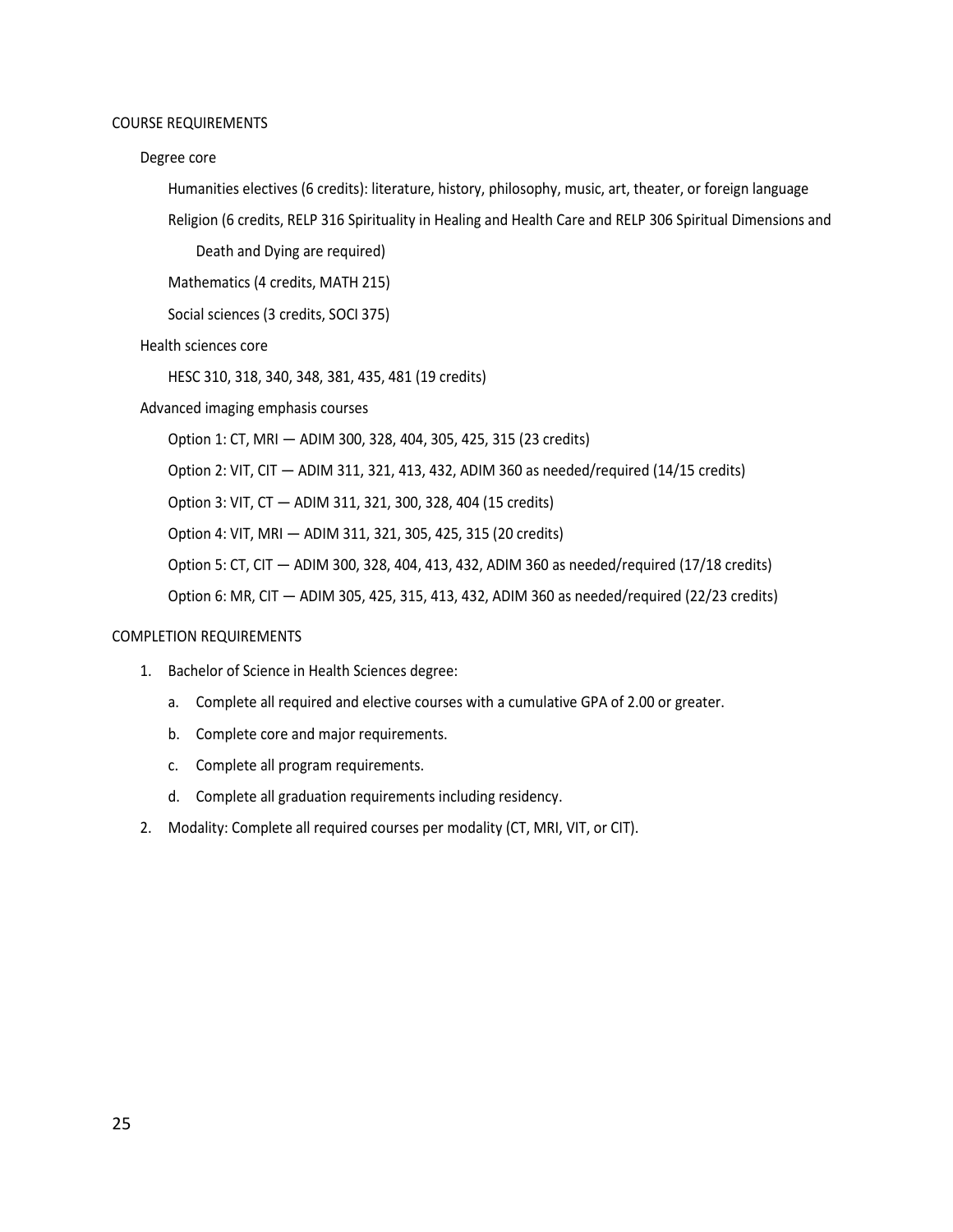## COURSE REQUIREMENTS

### Degree core

Humanities electives (6 credits): literature, history, philosophy, music, art, theater, or foreign language

Religion (6 credits, RELP 316 Spirituality in Healing and Health Care and RELP 306 Spiritual Dimensions and Death and Dying are required)

Mathematics (4 credits, MATH 215)

Social sciences (3 credits, SOCI 375)

### Health sciences core

HESC 310, 318, 340, 348, 381, 435, 481 (19 credits)

### Advanced imaging emphasis courses

Option 1: CT, MRI — ADIM 300, 328, 404, 305, 425, 315 (23 credits)

Option 2: VIT, CIT — ADIM 311, 321, 413, 432, ADIM 360 as needed/required (14/15 credits)

Option 3: VIT, CT — ADIM 311, 321, 300, 328, 404 (15 credits)

Option 4: VIT, MRI — ADIM 311, 321, 305, 425, 315 (20 credits)

Option 5: CT, CIT — ADIM 300, 328, 404, 413, 432, ADIM 360 as needed/required (17/18 credits)

Option 6: MR, CIT — ADIM 305, 425, 315, 413, 432, ADIM 360 as needed/required (22/23 credits)

## COMPLETION REQUIREMENTS

1. Bachelor of Science in Health Sciences degree:
   a. Complete all required and elective courses with a cumulative GPA of 2.00 or greater.
   b. Complete core and major requirements.
   c. Complete all program requirements.
   d. Complete all graduation requirements including residency.
2. Modality: Complete all required courses per modality (CT, MRI, VIT, or CIT).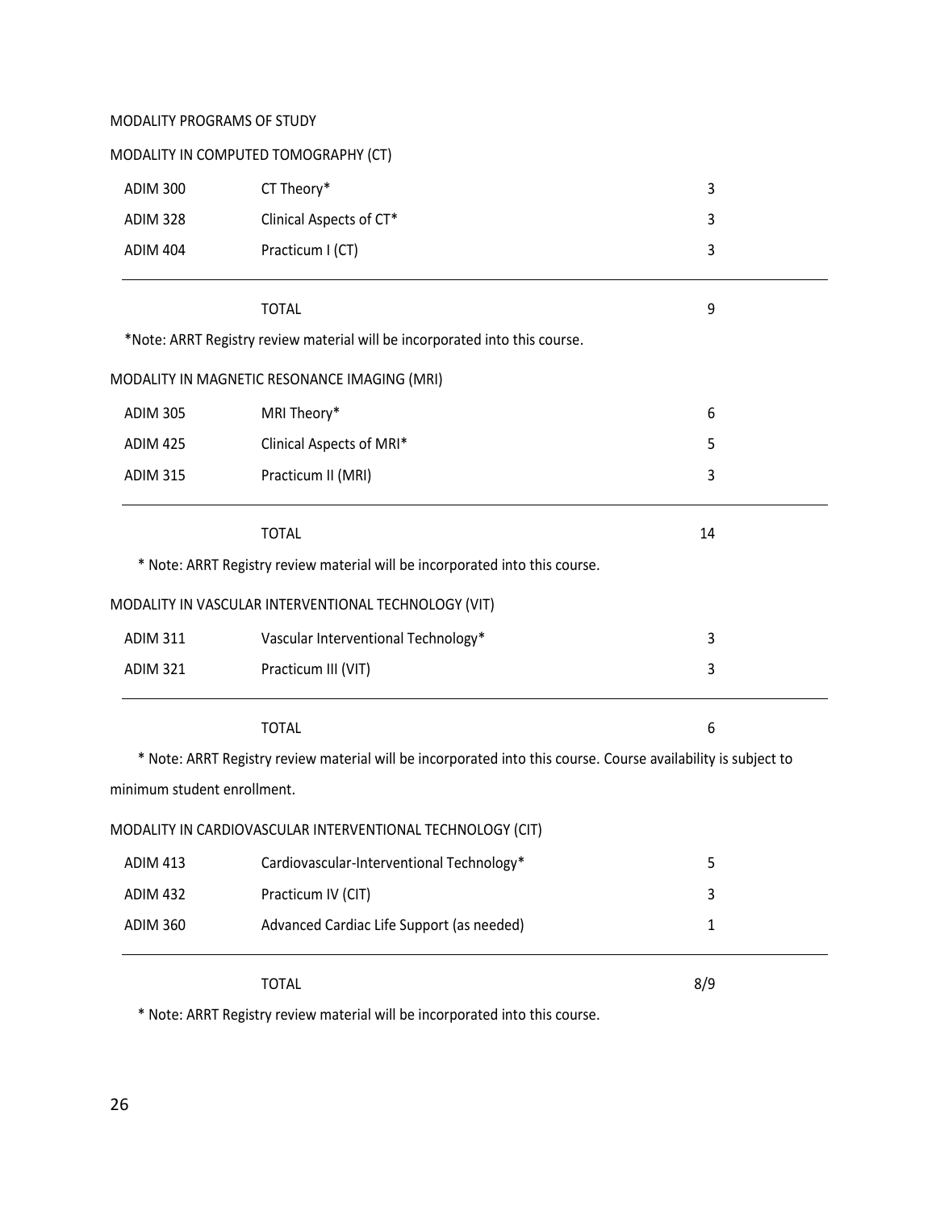## MODALITY PROGRAMS OF STUDY

### MODALITY IN COMPUTED TOMOGRAPHY (CT)

| | | |
|---|---|---|
| ADIM 300 | CT Theory* | 3 |
| ADIM 328 | Clinical Aspects of CT* | 3 |
| ADIM 404 | Practicum I (CT) | 3 |
| | TOTAL | 9 |

*Note: ARRT Registry review material will be incorporated into this course.

### MODALITY IN MAGNETIC RESONANCE IMAGING (MRI)

| | | |
|---|---|---|
| ADIM 305 | MRI Theory* | 6 |
| ADIM 425 | Clinical Aspects of MRI* | 5 |
| ADIM 315 | Practicum II (MRI) | 3 |
| | TOTAL | 14 |

* Note: ARRT Registry review material will be incorporated into this course.

### MODALITY IN VASCULAR INTERVENTIONAL TECHNOLOGY (VIT)

| | | |
|---|---|---|
| ADIM 311 | Vascular Interventional Technology* | 3 |
| ADIM 321 | Practicum III (VIT) | 3 |
| | TOTAL | 6 |

* Note: ARRT Registry review material will be incorporated into this course. Course availability is subject to minimum student enrollment.

### MODALITY IN CARDIOVASCULAR INTERVENTIONAL TECHNOLOGY (CIT)

| | | |
|---|---|---|
| ADIM 413 | Cardiovascular-Interventional Technology* | 5 |
| ADIM 432 | Practicum IV (CIT) | 3 |
| ADIM 360 | Advanced Cardiac Life Support (as needed) | 1 |
| | TOTAL | 8/9 |

* Note: ARRT Registry review material will be incorporated into this course.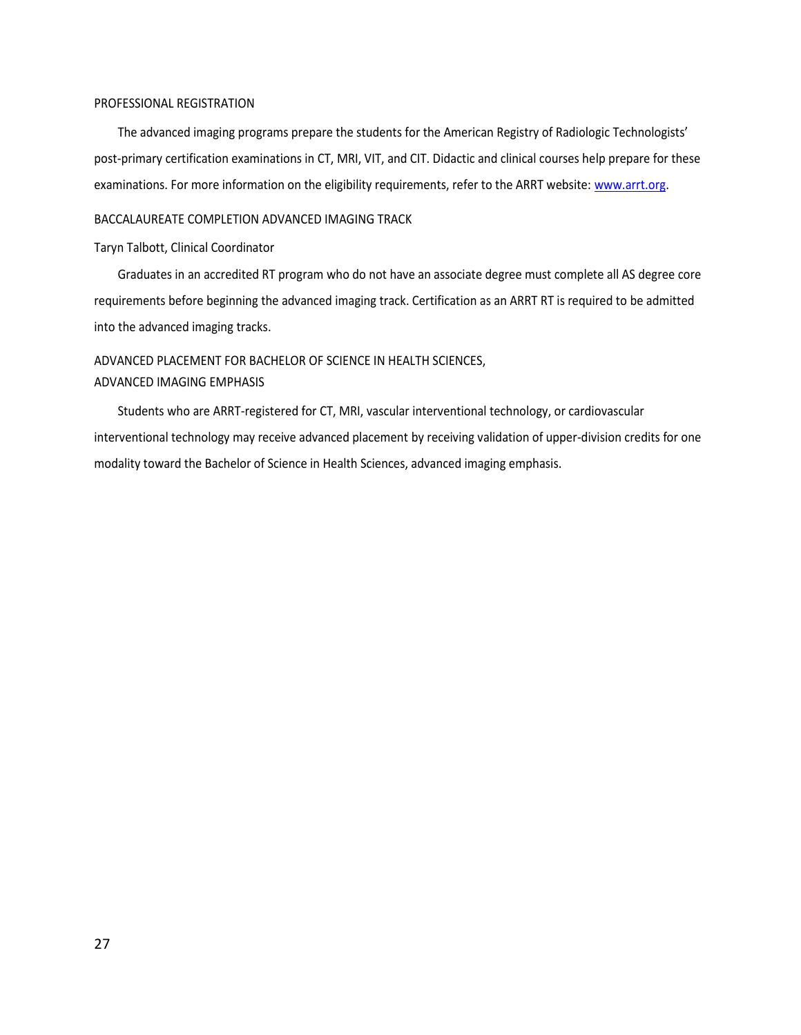## PROFESSIONAL REGISTRATION

The advanced imaging programs prepare the students for the American Registry of Radiologic Technologists' post-primary certification examinations in CT, MRI, VIT, and CIT. Didactic and clinical courses help prepare for these examinations. For more information on the eligibility requirements, refer to the ARRT website: [www.arrt.org](http://www.arrt.org).

## BACCALAUREATE COMPLETION ADVANCED IMAGING TRACK

Taryn Talbott, Clinical Coordinator

Graduates in an accredited RT program who do not have an associate degree must complete all AS degree core requirements before beginning the advanced imaging track. Certification as an ARRT RT is required to be admitted into the advanced imaging tracks.

## ADVANCED PLACEMENT FOR BACHELOR OF SCIENCE IN HEALTH SCIENCES, ADVANCED IMAGING EMPHASIS

Students who are ARRT-registered for CT, MRI, vascular interventional technology, or cardiovascular interventional technology may receive advanced placement by receiving validation of upper-division credits for one modality toward the Bachelor of Science in Health Sciences, advanced imaging emphasis.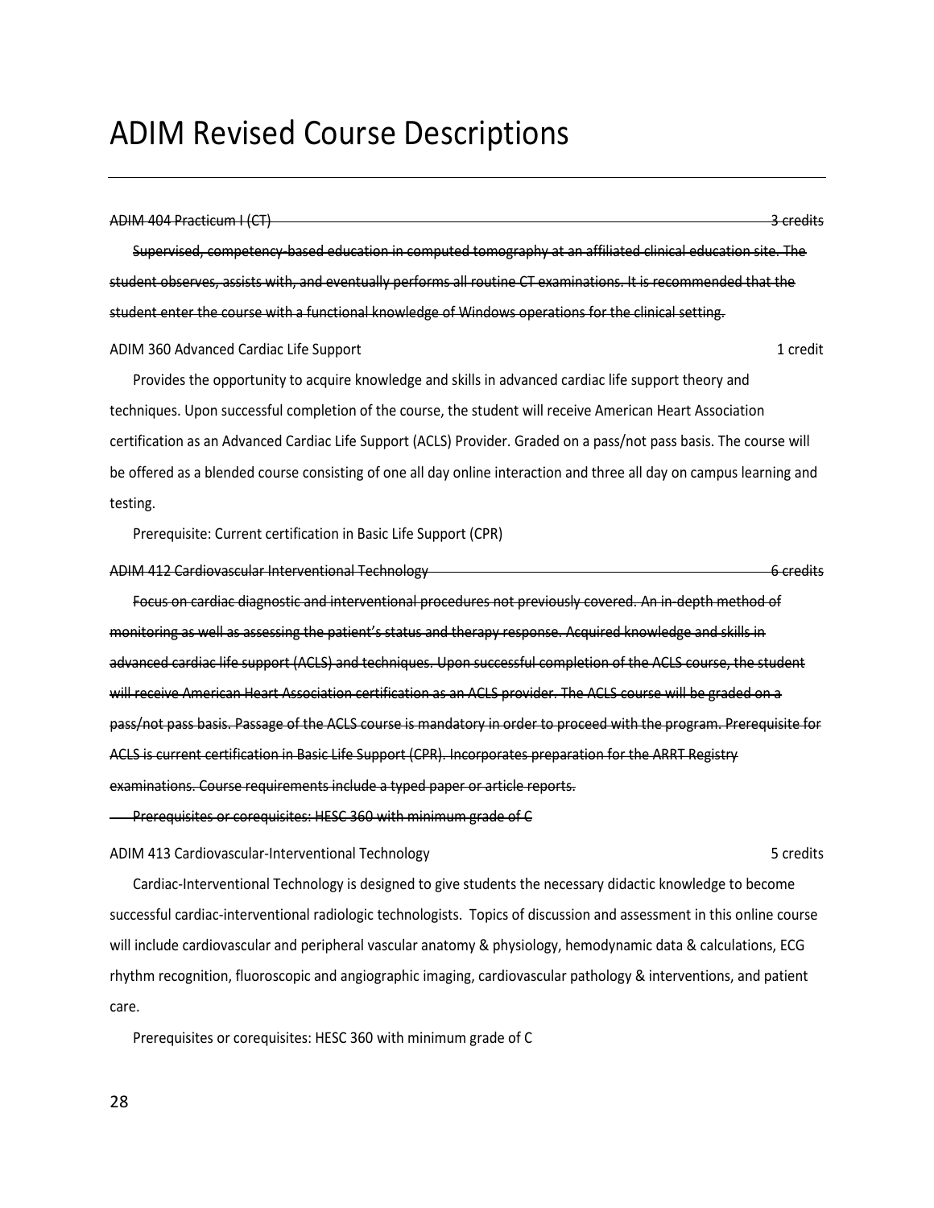# ADIM Revised Course Descriptions

~~ADIM 404 Practicum I (CT) — 3 credits~~

~~Supervised, competency-based education in computed tomography at an affiliated clinical education site. The student observes, assists with, and eventually performs all routine CT examinations. It is recommended that the student enter the course with a functional knowledge of Windows operations for the clinical setting.~~

ADIM 360 Advanced Cardiac Life Support — 1 credit

Provides the opportunity to acquire knowledge and skills in advanced cardiac life support theory and techniques. Upon successful completion of the course, the student will receive American Heart Association certification as an Advanced Cardiac Life Support (ACLS) Provider. Graded on a pass/not pass basis. The course will be offered as a blended course consisting of one all day online interaction and three all day on campus learning and testing.

Prerequisite: Current certification in Basic Life Support (CPR)

~~ADIM 412 Cardiovascular Interventional Technology — 6 credits~~

~~Focus on cardiac diagnostic and interventional procedures not previously covered. An in-depth method of monitoring as well as assessing the patient's status and therapy response. Acquired knowledge and skills in advanced cardiac life support (ACLS) and techniques. Upon successful completion of the ACLS course, the student will receive American Heart Association certification as an ACLS provider. The ACLS course will be graded on a pass/not pass basis. Passage of the ACLS course is mandatory in order to proceed with the program. Prerequisite for ACLS is current certification in Basic Life Support (CPR). Incorporates preparation for the ARRT Registry examinations. Course requirements include a typed paper or article reports.~~

~~Prerequisites or corequisites: HESC 360 with minimum grade of C~~

ADIM 413 Cardiovascular-Interventional Technology — 5 credits

Cardiac-Interventional Technology is designed to give students the necessary didactic knowledge to become successful cardiac-interventional radiologic technologists. Topics of discussion and assessment in this online course will include cardiovascular and peripheral vascular anatomy & physiology, hemodynamic data & calculations, ECG rhythm recognition, fluoroscopic and angiographic imaging, cardiovascular pathology & interventions, and patient care.

Prerequisites or corequisites: HESC 360 with minimum grade of C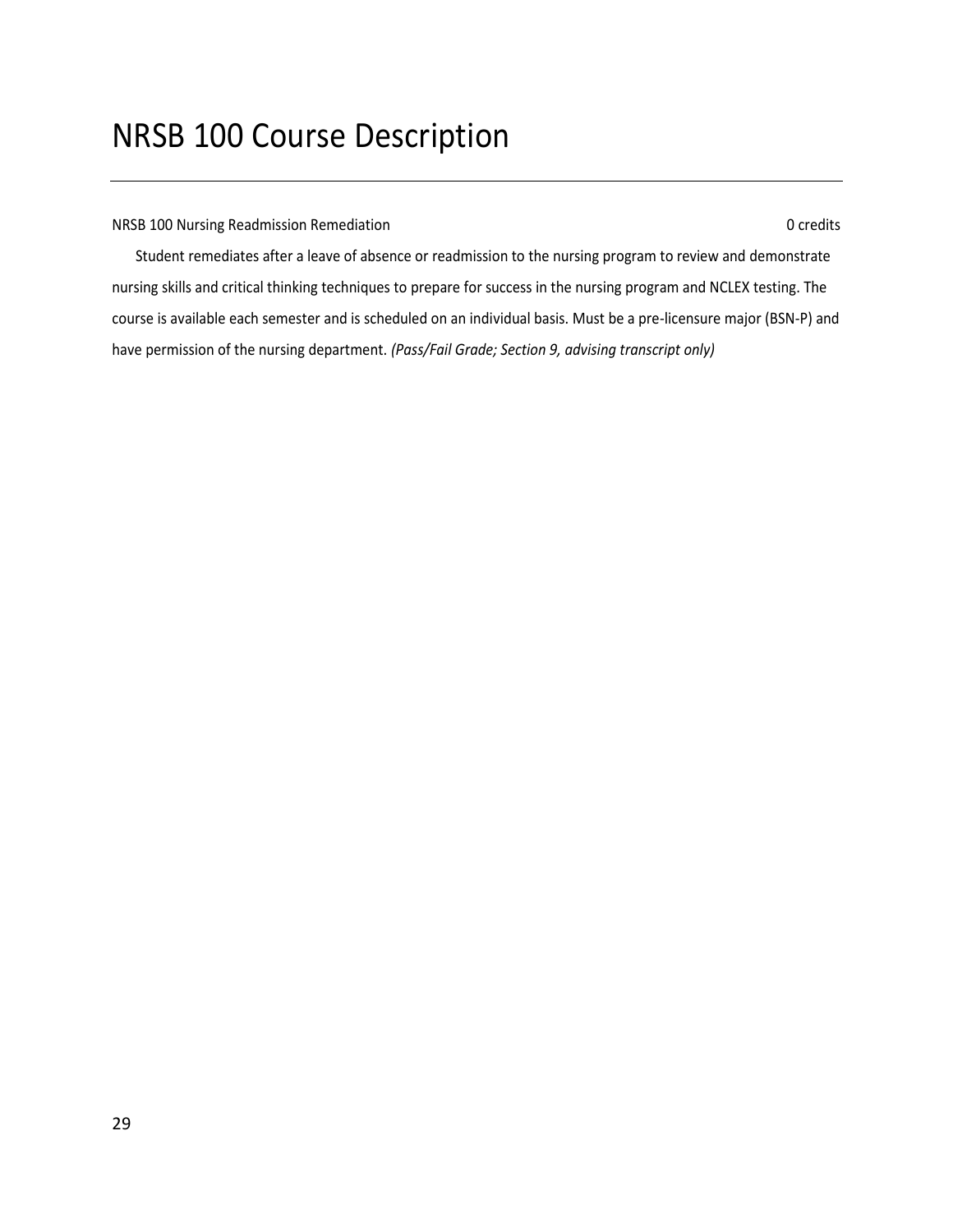# NRSB 100 Course Description

NRSB 100 Nursing Readmission Remediation 0 credits

Student remediates after a leave of absence or readmission to the nursing program to review and demonstrate nursing skills and critical thinking techniques to prepare for success in the nursing program and NCLEX testing. The course is available each semester and is scheduled on an individual basis. Must be a pre-licensure major (BSN-P) and have permission of the nursing department. *(Pass/Fail Grade; Section 9, advising transcript only)*